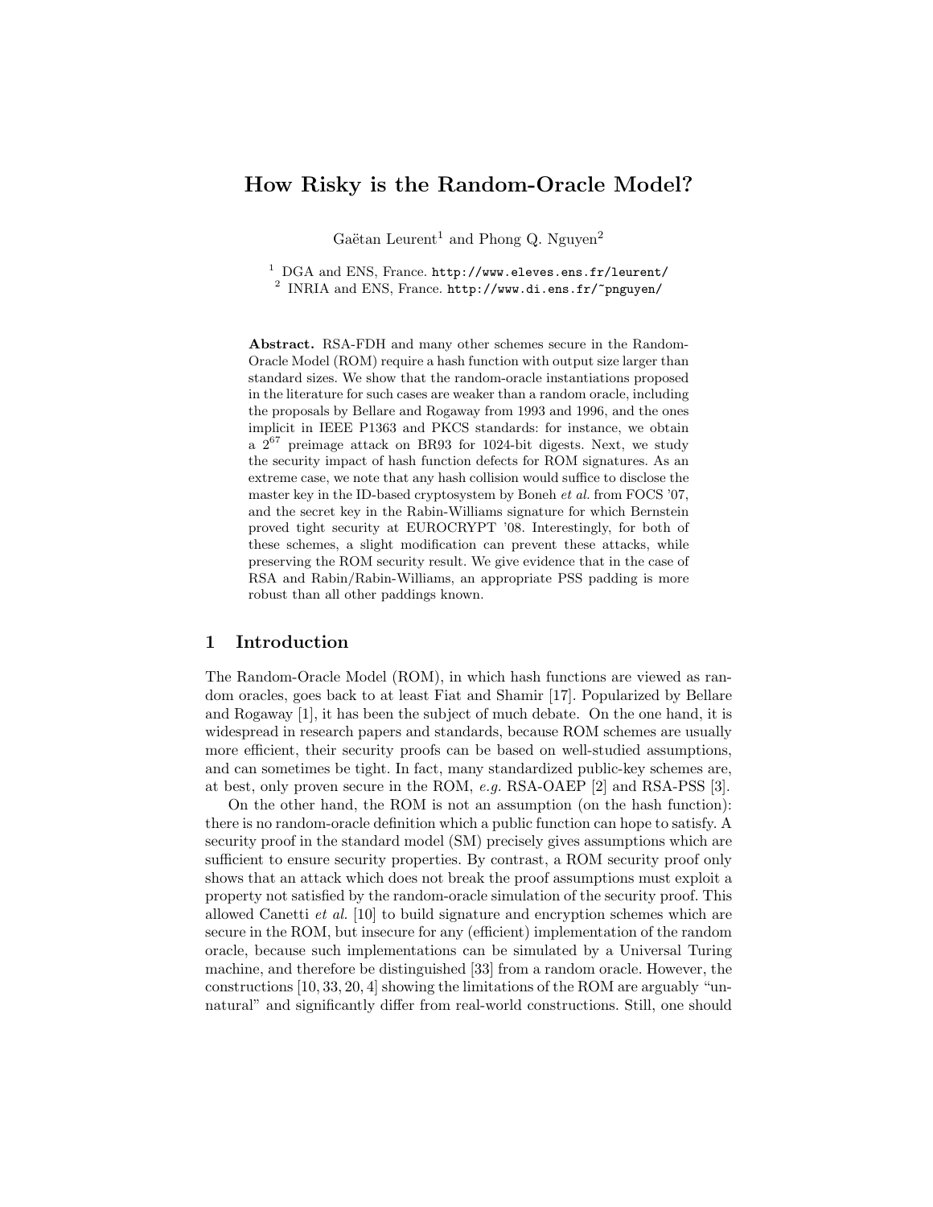# How Risky is the Random-Oracle Model?

Gaëtan Leurent[1] and Phong Q. Nguyen[2]

[1] DGA and ENS, France. http://www.eleves.ens.fr/leurent/
[2] INRIA and ENS, France. http://www.di.ens.fr/~pnguyen/

**Abstract.** RSA-FDH and many other schemes secure in the Random-Oracle Model (ROM) require a hash function with output size larger than standard sizes. We show that the random-oracle instantiations proposed in the literature for such cases are weaker than a random oracle, including the proposals by Bellare and Rogaway from 1993 and 1996, and the ones implicit in IEEE P1363 and PKCS standards: for instance, we obtain a $2^{67}$ preimage attack on BR93 for 1024-bit digests. Next, we study the security impact of hash function defects for ROM signatures. As an extreme case, we note that any hash collision would suffice to disclose the master key in the ID-based cryptosystem by Boneh *et al.* from FOCS '07, and the secret key in the Rabin-Williams signature for which Bernstein proved tight security at EUROCRYPT '08. Interestingly, for both of these schemes, a slight modification can prevent these attacks, while preserving the ROM security result. We give evidence that in the case of RSA and Rabin/Rabin-Williams, an appropriate PSS padding is more robust than all other paddings known.

## 1 Introduction

The Random-Oracle Model (ROM), in which hash functions are viewed as random oracles, goes back to at least Fiat and Shamir [17]. Popularized by Bellare and Rogaway [1], it has been the subject of much debate. On the one hand, it is widespread in research papers and standards, because ROM schemes are usually more efficient, their security proofs can be based on well-studied assumptions, and can sometimes be tight. In fact, many standardized public-key schemes are, at best, only proven secure in the ROM, *e.g.* RSA-OAEP [2] and RSA-PSS [3].

On the other hand, the ROM is not an assumption (on the hash function): there is no random-oracle definition which a public function can hope to satisfy. A security proof in the standard model (SM) precisely gives assumptions which are sufficient to ensure security properties. By contrast, a ROM security proof only shows that an attack which does not break the proof assumptions must exploit a property not satisfied by the random-oracle simulation of the security proof. This allowed Canetti *et al.* [10] to build signature and encryption schemes which are secure in the ROM, but insecure for any (efficient) implementation of the random oracle, because such implementations can be simulated by a Universal Turing machine, and therefore be distinguished [33] from a random oracle. However, the constructions [10, 33, 20, 4] showing the limitations of the ROM are arguably "unnatural" and significantly differ from real-world constructions. Still, one should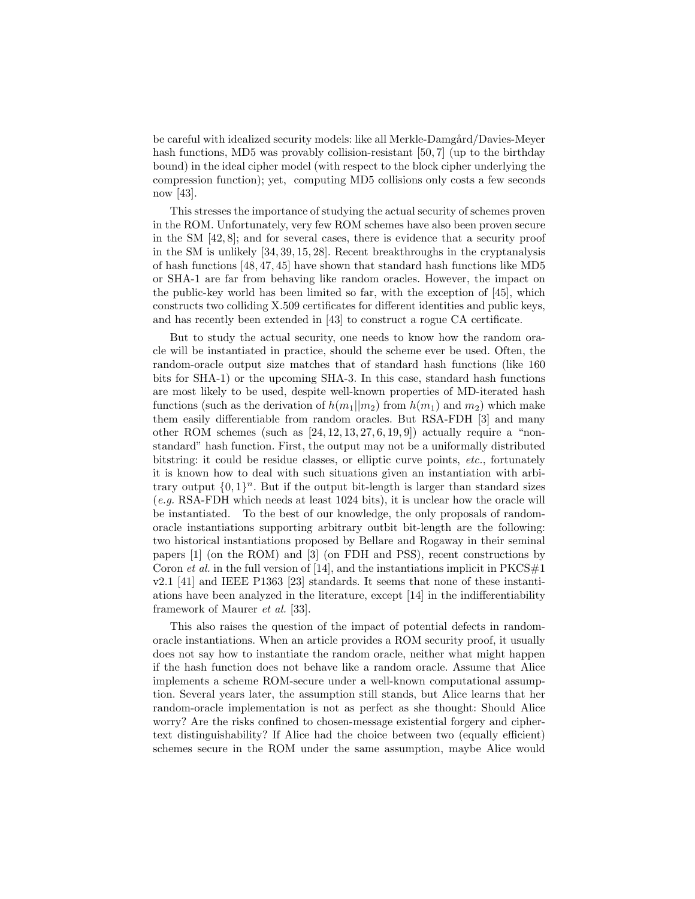be careful with idealized security models: like all Merkle-Damgård/Davies-Meyer hash functions, MD5 was provably collision-resistant [50, 7] (up to the birthday bound) in the ideal cipher model (with respect to the block cipher underlying the compression function); yet, computing MD5 collisions only costs a few seconds now [43].

This stresses the importance of studying the actual security of schemes proven in the ROM. Unfortunately, very few ROM schemes have also been proven secure in the SM [42, 8]; and for several cases, there is evidence that a security proof in the SM is unlikely [34, 39, 15, 28]. Recent breakthroughs in the cryptanalysis of hash functions [48, 47, 45] have shown that standard hash functions like MD5 or SHA-1 are far from behaving like random oracles. However, the impact on the public-key world has been limited so far, with the exception of [45], which constructs two colliding X.509 certificates for different identities and public keys, and has recently been extended in [43] to construct a rogue CA certificate.

But to study the actual security, one needs to know how the random oracle will be instantiated in practice, should the scheme ever be used. Often, the random-oracle output size matches that of standard hash functions (like 160 bits for SHA-1) or the upcoming SHA-3. In this case, standard hash functions are most likely to be used, despite well-known properties of MD-iterated hash functions (such as the derivation of $h(m_1||m_2)$ from $h(m_1)$ and $m_2$) which make them easily differentiable from random oracles. But RSA-FDH [3] and many other ROM schemes (such as [24, 12, 13, 27, 6, 19, 9]) actually require a "non-standard" hash function. First, the output may not be a uniformally distributed bitstring: it could be residue classes, or elliptic curve points, *etc.*, fortunately it is known how to deal with such situations given an instantiation with arbitrary output $\{0, 1\}^n$. But if the output bit-length is larger than standard sizes (*e.g.* RSA-FDH which needs at least 1024 bits), it is unclear how the oracle will be instantiated. To the best of our knowledge, the only proposals of random-oracle instantiations supporting arbitrary outbit bit-length are the following: two historical instantiations proposed by Bellare and Rogaway in their seminal papers [1] (on the ROM) and [3] (on FDH and PSS), recent constructions by Coron *et al.* in the full version of [14], and the instantiations implicit in PKCS#1 v2.1 [41] and IEEE P1363 [23] standards. It seems that none of these instantiations have been analyzed in the literature, except [14] in the indifferentiability framework of Maurer *et al.* [33].

This also raises the question of the impact of potential defects in random-oracle instantiations. When an article provides a ROM security proof, it usually does not say how to instantiate the random oracle, neither what might happen if the hash function does not behave like a random oracle. Assume that Alice implements a scheme ROM-secure under a well-known computational assumption. Several years later, the assumption still stands, but Alice learns that her random-oracle implementation is not as perfect as she thought: Should Alice worry? Are the risks confined to chosen-message existential forgery and ciphertext distinguishability? If Alice had the choice between two (equally efficient) schemes secure in the ROM under the same assumption, maybe Alice would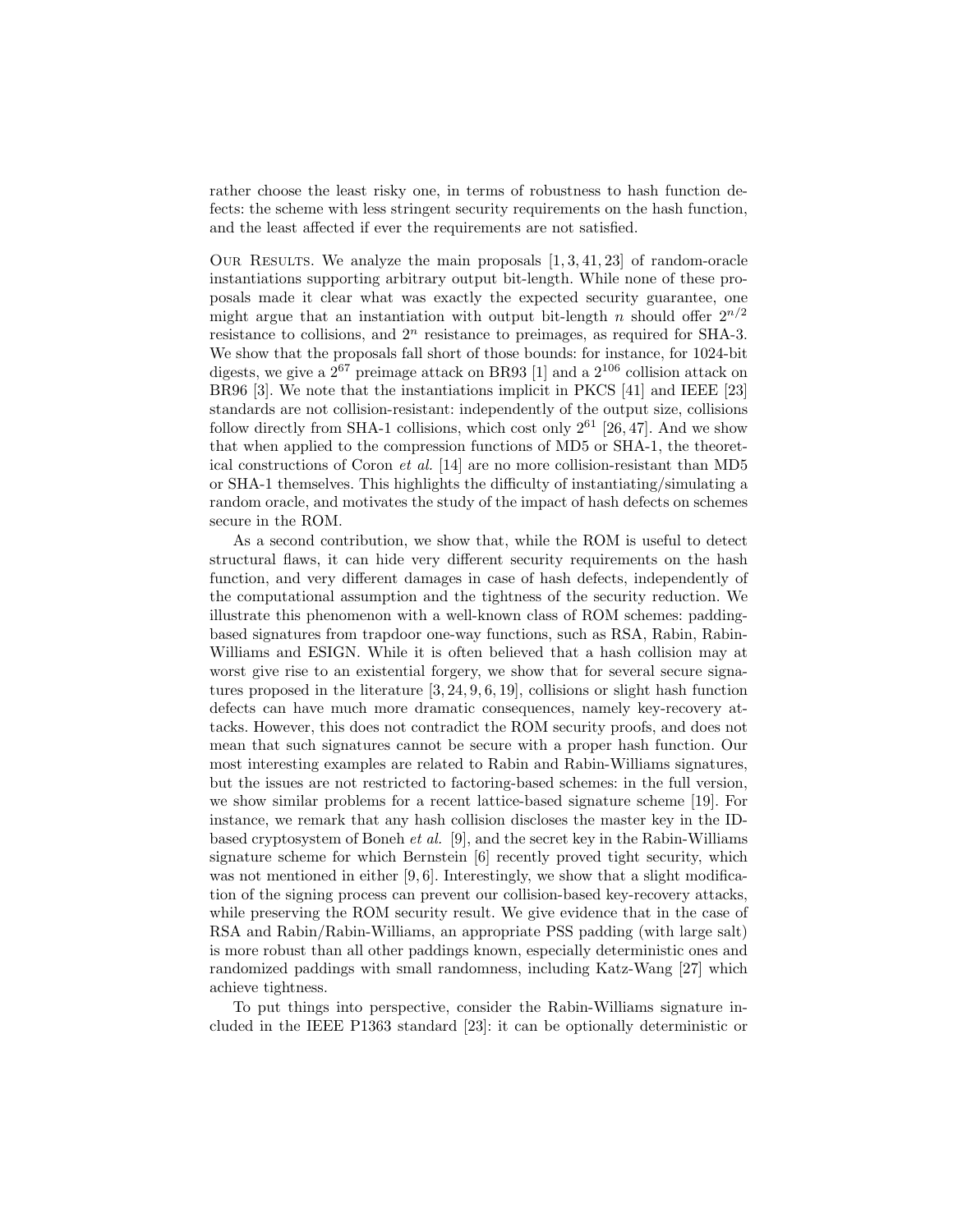rather choose the least risky one, in terms of robustness to hash function defects: the scheme with less stringent security requirements on the hash function, and the least affected if ever the requirements are not satisfied.

Our Results. We analyze the main proposals [1, 3, 41, 23] of random-oracle instantiations supporting arbitrary output bit-length. While none of these proposals made it clear what was exactly the expected security guarantee, one might argue that an instantiation with output bit-length $n$ should offer $2^{n/2}$ resistance to collisions, and $2^n$ resistance to preimages, as required for SHA-3. We show that the proposals fall short of those bounds: for instance, for 1024-bit digests, we give a $2^{67}$ preimage attack on BR93 [1] and a $2^{106}$ collision attack on BR96 [3]. We note that the instantiations implicit in PKCS [41] and IEEE [23] standards are not collision-resistant: independently of the output size, collisions follow directly from SHA-1 collisions, which cost only $2^{61}$ [26, 47]. And we show that when applied to the compression functions of MD5 or SHA-1, the theoretical constructions of Coron *et al.* [14] are no more collision-resistant than MD5 or SHA-1 themselves. This highlights the difficulty of instantiating/simulating a random oracle, and motivates the study of the impact of hash defects on schemes secure in the ROM.

As a second contribution, we show that, while the ROM is useful to detect structural flaws, it can hide very different security requirements on the hash function, and very different damages in case of hash defects, independently of the computational assumption and the tightness of the security reduction. We illustrate this phenomenon with a well-known class of ROM schemes: padding-based signatures from trapdoor one-way functions, such as RSA, Rabin, Rabin-Williams and ESIGN. While it is often believed that a hash collision may at worst give rise to an existential forgery, we show that for several secure signatures proposed in the literature [3, 24, 9, 6, 19], collisions or slight hash function defects can have much more dramatic consequences, namely key-recovery attacks. However, this does not contradict the ROM security proofs, and does not mean that such signatures cannot be secure with a proper hash function. Our most interesting examples are related to Rabin and Rabin-Williams signatures, but the issues are not restricted to factoring-based schemes: in the full version, we show similar problems for a recent lattice-based signature scheme [19]. For instance, we remark that any hash collision discloses the master key in the ID-based cryptosystem of Boneh *et al.* [9], and the secret key in the Rabin-Williams signature scheme for which Bernstein [6] recently proved tight security, which was not mentioned in either [9, 6]. Interestingly, we show that a slight modification of the signing process can prevent our collision-based key-recovery attacks, while preserving the ROM security result. We give evidence that in the case of RSA and Rabin/Rabin-Williams, an appropriate PSS padding (with large salt) is more robust than all other paddings known, especially deterministic ones and randomized paddings with small randomness, including Katz-Wang [27] which achieve tightness.

To put things into perspective, consider the Rabin-Williams signature included in the IEEE P1363 standard [23]: it can be optionally deterministic or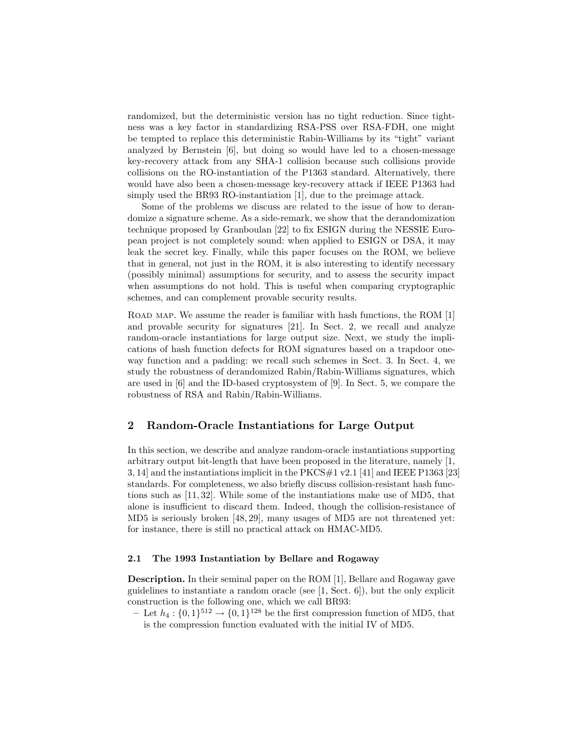randomized, but the deterministic version has no tight reduction. Since tightness was a key factor in standardizing RSA-PSS over RSA-FDH, one might be tempted to replace this deterministic Rabin-Williams by its "tight" variant analyzed by Bernstein [6], but doing so would have led to a chosen-message key-recovery attack from any SHA-1 collision because such collisions provide collisions on the RO-instantiation of the P1363 standard. Alternatively, there would have also been a chosen-message key-recovery attack if IEEE P1363 had simply used the BR93 RO-instantiation [1], due to the preimage attack.

Some of the problems we discuss are related to the issue of how to derandomize a signature scheme. As a side-remark, we show that the derandomization technique proposed by Granboulan [22] to fix ESIGN during the NESSIE European project is not completely sound: when applied to ESIGN or DSA, it may leak the secret key. Finally, while this paper focuses on the ROM, we believe that in general, not just in the ROM, it is also interesting to identify necessary (possibly minimal) assumptions for security, and to assess the security impact when assumptions do not hold. This is useful when comparing cryptographic schemes, and can complement provable security results.

Road map. We assume the reader is familiar with hash functions, the ROM [1] and provable security for signatures [21]. In Sect. 2, we recall and analyze random-oracle instantiations for large output size. Next, we study the implications of hash function defects for ROM signatures based on a trapdoor one-way function and a padding: we recall such schemes in Sect. 3. In Sect. 4, we study the robustness of derandomized Rabin/Rabin-Williams signatures, which are used in [6] and the ID-based cryptosystem of [9]. In Sect. 5, we compare the robustness of RSA and Rabin/Rabin-Williams.

## 2 Random-Oracle Instantiations for Large Output

In this section, we describe and analyze random-oracle instantiations supporting arbitrary output bit-length that have been proposed in the literature, namely [1, 3, 14] and the instantiations implicit in the PKCS#1 v2.1 [41] and IEEE P1363 [23] standards. For completeness, we also briefly discuss collision-resistant hash functions such as [11, 32]. While some of the instantiations make use of MD5, that alone is insufficient to discard them. Indeed, though the collision-resistance of MD5 is seriously broken [48, 29], many usages of MD5 are not threatened yet: for instance, there is still no practical attack on HMAC-MD5.

### 2.1 The 1993 Instantiation by Bellare and Rogaway

**Description.** In their seminal paper on the ROM [1], Bellare and Rogaway gave guidelines to instantiate a random oracle (see [1, Sect. 6]), but the only explicit construction is the following one, which we call BR93:

- Let $h_4 : \{0,1\}^{512} \to \{0,1\}^{128}$ be the first compression function of MD5, that is the compression function evaluated with the initial IV of MD5.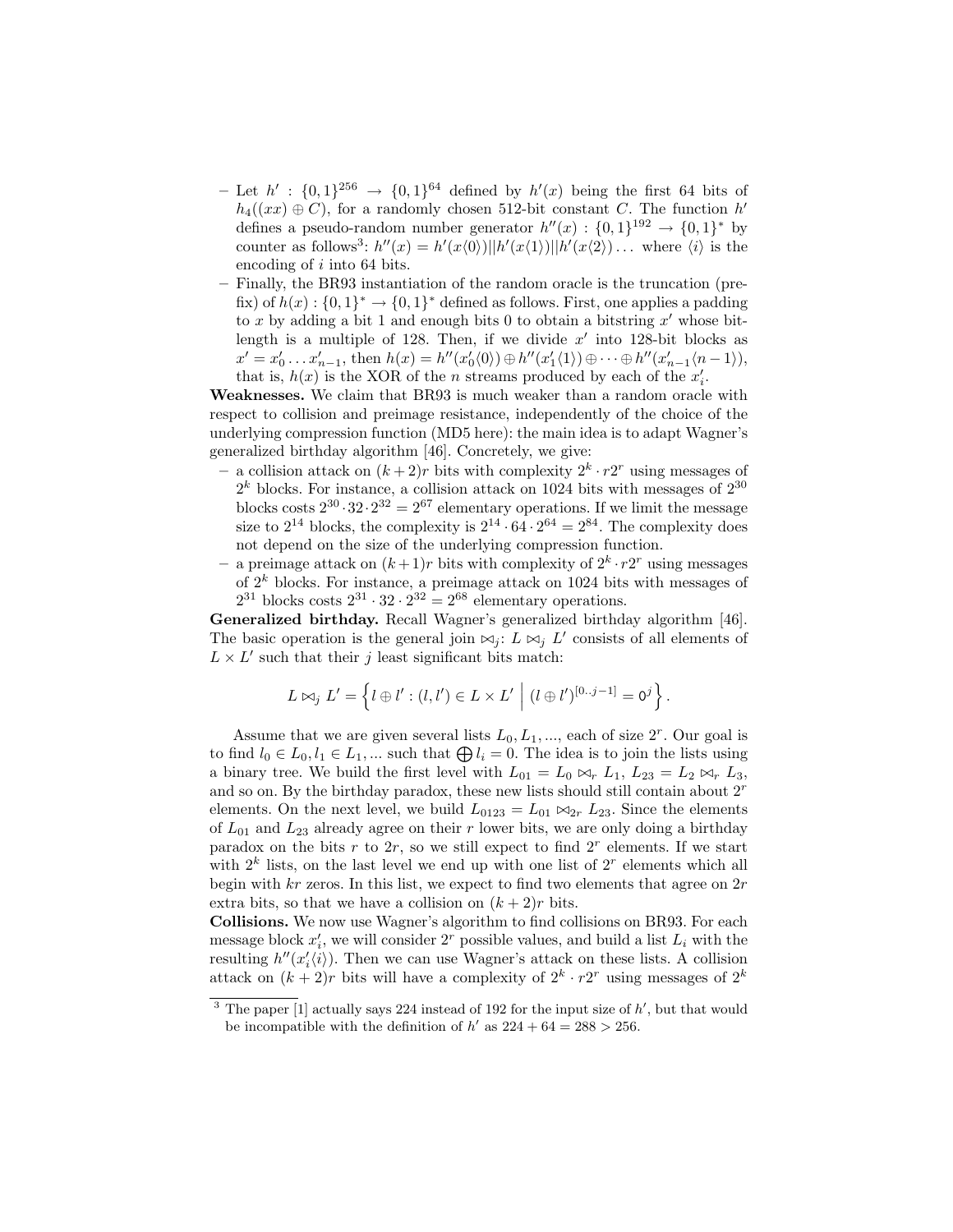- Let $h' : \{0,1\}^{256} \to \{0,1\}^{64}$ defined by $h'(x)$ being the first 64 bits of $h_4((xx) \oplus C)$, for a randomly chosen 512-bit constant $C$. The function $h'$ defines a pseudo-random number generator $h''(x) : \{0,1\}^{192} \to \{0,1\}^*$ by counter as follows[3]: $h''(x) = h'(x\langle 0\rangle)||h'(x\langle 1\rangle)||h'(x\langle 2\rangle)\dots$ where $\langle i\rangle$ is the encoding of $i$ into 64 bits.
- Finally, the BR93 instantiation of the random oracle is the truncation (prefix) of $h(x) : \{0,1\}^* \to \{0,1\}^*$ defined as follows. First, one applies a padding to $x$ by adding a bit 1 and enough bits 0 to obtain a bitstring $x'$ whose bit-length is a multiple of 128. Then, if we divide $x'$ into 128-bit blocks as $x' = x'_0 \dots x'_{n-1}$, then $h(x) = h''(x'_0\langle 0\rangle) \oplus h''(x'_1\langle 1\rangle) \oplus \dots \oplus h''(x'_{n-1}\langle n-1\rangle)$, that is, $h(x)$ is the XOR of the $n$ streams produced by each of the $x'_i$.

**Weaknesses.** We claim that BR93 is much weaker than a random oracle with respect to collision and preimage resistance, independently of the choice of the underlying compression function (MD5 here): the main idea is to adapt Wagner's generalized birthday algorithm [46]. Concretely, we give:

- a collision attack on $(k+2)r$ bits with complexity $2^k \cdot r2^r$ using messages of $2^k$ blocks. For instance, a collision attack on 1024 bits with messages of $2^{30}$ blocks costs $2^{30} \cdot 32 \cdot 2^{32} = 2^{67}$ elementary operations. If we limit the message size to $2^{14}$ blocks, the complexity is $2^{14} \cdot 64 \cdot 2^{64} = 2^{84}$. The complexity does not depend on the size of the underlying compression function.
- a preimage attack on $(k+1)r$ bits with complexity of $2^k \cdot r2^r$ using messages of $2^k$ blocks. For instance, a preimage attack on 1024 bits with messages of $2^{31}$ blocks costs $2^{31} \cdot 32 \cdot 2^{32} = 2^{68}$ elementary operations.

**Generalized birthday.** Recall Wagner's generalized birthday algorithm [46]. The basic operation is the general join $\bowtie_j$: $L \bowtie_j L'$ consists of all elements of $L \times L'$ such that their $j$ least significant bits match:

$$L \bowtie_j L' = \left\{ l \oplus l' : (l, l') \in L \times L' \;\middle|\; (l \oplus l')^{[0..j-1]} = 0^j \right\}.$$

Assume that we are given several lists $L_0, L_1, \dots$, each of size $2^r$. Our goal is to find $l_0 \in L_0, l_1 \in L_1, \dots$ such that $\bigoplus l_i = 0$. The idea is to join the lists using a binary tree. We build the first level with $L_{01} = L_0 \bowtie_r L_1$, $L_{23} = L_2 \bowtie_r L_3$, and so on. By the birthday paradox, these new lists should still contain about $2^r$ elements. On the next level, we build $L_{0123} = L_{01} \bowtie_{2r} L_{23}$. Since the elements of $L_{01}$ and $L_{23}$ already agree on their $r$ lower bits, we are only doing a birthday paradox on the bits $r$ to $2r$, so we still expect to find $2^r$ elements. If we start with $2^k$ lists, on the last level we end up with one list of $2^r$ elements which all begin with $kr$ zeros. In this list, we expect to find two elements that agree on $2r$ extra bits, so that we have a collision on $(k+2)r$ bits.

**Collisions.** We now use Wagner's algorithm to find collisions on BR93. For each message block $x'_i$, we will consider $2^r$ possible values, and build a list $L_i$ with the resulting $h''(x'_i\langle i\rangle)$. Then we can use Wagner's attack on these lists. A collision attack on $(k+2)r$ bits will have a complexity of $2^k \cdot r2^r$ using messages of $2^k$

[3] The paper [1] actually says 224 instead of 192 for the input size of $h'$, but that would be incompatible with the definition of $h'$ as $224 + 64 = 288 > 256$.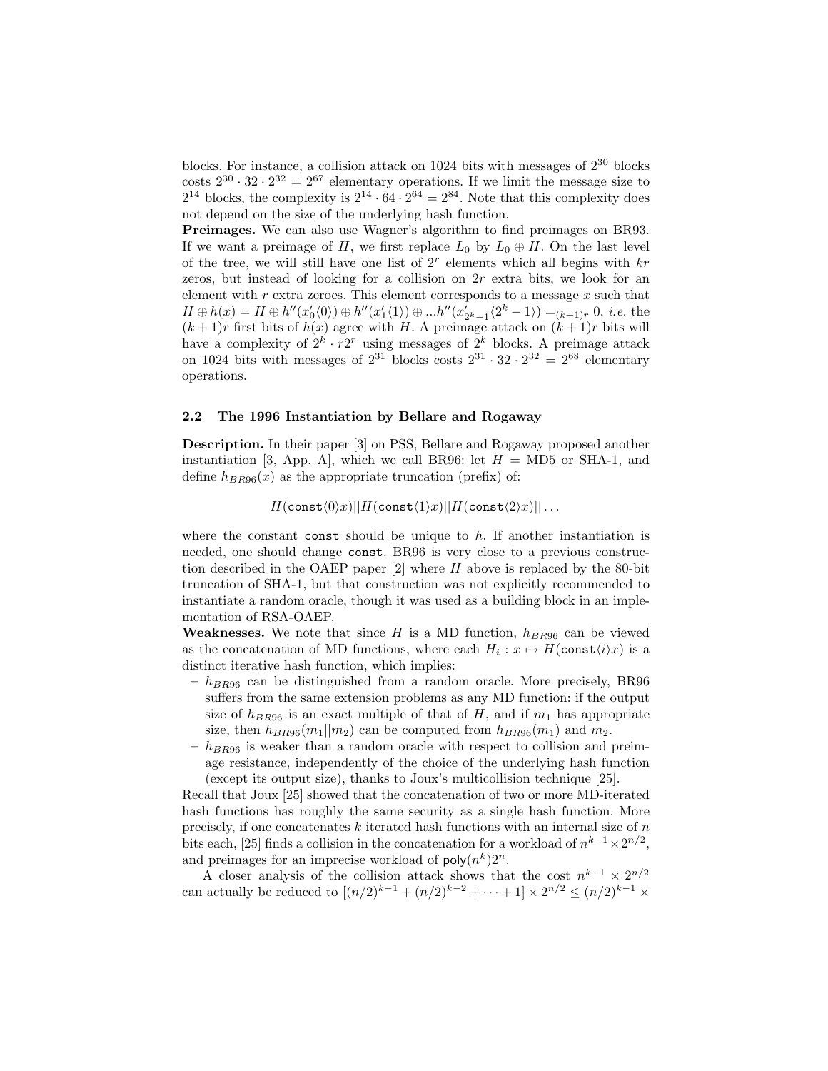blocks. For instance, a collision attack on 1024 bits with messages of $2^{30}$ blocks costs $2^{30} \cdot 32 \cdot 2^{32} = 2^{67}$ elementary operations. If we limit the message size to $2^{14}$ blocks, the complexity is $2^{14} \cdot 64 \cdot 2^{64} = 2^{84}$. Note that this complexity does not depend on the size of the underlying hash function.

**Preimages.** We can also use Wagner's algorithm to find preimages on BR93. If we want a preimage of $H$, we first replace $L_0$ by $L_0 \oplus H$. On the last level of the tree, we will still have one list of $2^r$ elements which all begins with $kr$ zeros, but instead of looking for a collision on $2r$ extra bits, we look for an element with $r$ extra zeroes. This element corresponds to a message $x$ such that $H \oplus h(x) = H \oplus h''(x'_0\langle 0\rangle) \oplus h''(x'_1\langle 1\rangle) \oplus ...h''(x'_{2^k-1}\langle 2^k-1\rangle) =_{(k+1)r} 0$, *i.e.* the $(k+1)r$ first bits of $h(x)$ agree with $H$. A preimage attack on $(k+1)r$ bits will have a complexity of $2^k \cdot r2^r$ using messages of $2^k$ blocks. A preimage attack on 1024 bits with messages of $2^{31}$ blocks costs $2^{31} \cdot 32 \cdot 2^{32} = 2^{68}$ elementary operations.

### 2.2 The 1996 Instantiation by Bellare and Rogaway

**Description.** In their paper [3] on PSS, Bellare and Rogaway proposed another instantiation [3, App. A], which we call BR96: let $H$ = MD5 or SHA-1, and define $h_{BR96}(x)$ as the appropriate truncation (prefix) of:

$$H(\texttt{const}\langle 0\rangle x)||H(\texttt{const}\langle 1\rangle x)||H(\texttt{const}\langle 2\rangle x)||\dots$$

where the constant `const` should be unique to $h$. If another instantiation is needed, one should change `const`. BR96 is very close to a previous construction described in the OAEP paper [2] where $H$ above is replaced by the 80-bit truncation of SHA-1, but that construction was not explicitly recommended to instantiate a random oracle, though it was used as a building block in an implementation of RSA-OAEP.

**Weaknesses.** We note that since $H$ is a MD function, $h_{BR96}$ can be viewed as the concatenation of MD functions, where each $H_i : x \mapsto H(\texttt{const}\langle i\rangle x)$ is a distinct iterative hash function, which implies:

- $h_{BR96}$ can be distinguished from a random oracle. More precisely, BR96 suffers from the same extension problems as any MD function: if the output size of $h_{BR96}$ is an exact multiple of that of $H$, and if $m_1$ has appropriate size, then $h_{BR96}(m_1||m_2)$ can be computed from $h_{BR96}(m_1)$ and $m_2$.
- $h_{BR96}$ is weaker than a random oracle with respect to collision and preimage resistance, independently of the choice of the underlying hash function (except its output size), thanks to Joux's multicollision technique [25].

Recall that Joux [25] showed that the concatenation of two or more MD-iterated hash functions has roughly the same security as a single hash function. More precisely, if one concatenates $k$ iterated hash functions with an internal size of $n$ bits each, [25] finds a collision in the concatenation for a workload of $n^{k-1} \times 2^{n/2}$, and preimages for an imprecise workload of $\mathsf{poly}(n^k)2^n$.

A closer analysis of the collision attack shows that the cost $n^{k-1} \times 2^{n/2}$ can actually be reduced to $[(n/2)^{k-1} + (n/2)^{k-2} + \dots + 1] \times 2^{n/2} \leq (n/2)^{k-1} \times$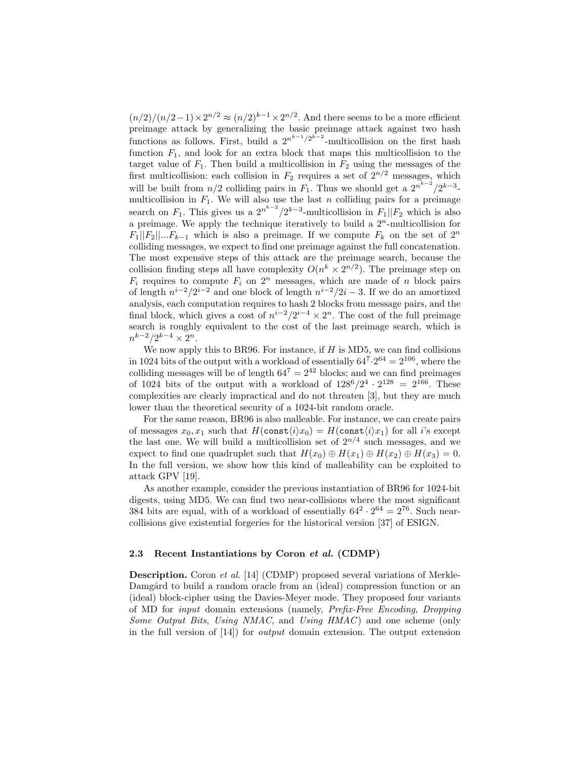$(n/2)/(n/2-1) \times 2^{n/2} \approx (n/2)^{k-1} \times 2^{n/2}$. And there seems to be a more efficient preimage attack by generalizing the basic preimage attack against two hash functions as follows. First, build a $2^{n^{k-1}/2^{k-2}}$-multicollision on the first hash function $F_1$, and look for an extra block that maps this multicollision to the target value of $F_1$. Then build a multicollision in $F_2$ using the messages of the first multicollision: each collision in $F_2$ requires a set of $2^{n/2}$ messages, which will be built from $n/2$ colliding pairs in $F_1$. Thus we should get a $2^{n^{k-2}}/2^{k-3}$-multicollision in $F_1$. We will also use the last $n$ colliding pairs for a preimage search on $F_1$. This gives us a $2^{n^{k-2}}/2^{k-3}$-multicollision in $F_1||F_2$ which is also a preimage. We apply the technique iteratively to build a $2^n$-multicollision for $F_1||F_2||...F_{k-1}$ which is also a preimage. If we compute $F_k$ on the set of $2^n$ colliding messages, we expect to find one preimage against the full concatenation. The most expensive steps of this attack are the preimage search, because the collision finding steps all have complexity $O(n^k \times 2^{n/2})$. The preimage step on $F_i$ requires to compute $F_i$ on $2^n$ messages, which are made of $n$ block pairs of length $n^{i-2}/2^{i-2}$ and one block of length $n^{i-2}/2i-3$. If we do an amortized analysis, each computation requires to hash 2 blocks from message pairs, and the final block, which gives a cost of $n^{i-2}/2^{i-4} \times 2^n$. The cost of the full preimage search is roughly equivalent to the cost of the last preimage search, which is $n^{k-2}/2^{k-4} \times 2^n$.

We now apply this to BR96. For instance, if $H$ is MD5, we can find collisions in 1024 bits of the output with a workload of essentially $64^7 \cdot 2^{64} = 2^{106}$, where the colliding messages will be of length $64^7 = 2^{42}$ blocks; and we can find preimages of 1024 bits of the output with a workload of $128^6/2^4 \cdot 2^{128} = 2^{166}$. These complexities are clearly impractical and do not threaten [3], but they are much lower than the theoretical security of a 1024-bit random oracle.

For the same reason, BR96 is also malleable. For instance, we can create pairs of messages $x_0, x_1$ such that $H(\texttt{const}\langle i\rangle x_0) = H(\texttt{const}\langle i\rangle x_1)$ for all $i$'s except the last one. We will build a multicollision set of $2^{n/4}$ such messages, and we expect to find one quadruplet such that $H(x_0) \oplus H(x_1) \oplus H(x_2) \oplus H(x_3) = 0$. In the full version, we show how this kind of malleability can be exploited to attack GPV [19].

As another example, consider the previous instantiation of BR96 for 1024-bit digests, using MD5. We can find two near-collisions where the most significant 384 bits are equal, with of a workload of essentially $64^2 \cdot 2^{64} = 2^{76}$. Such near-collisions give existential forgeries for the historical version [37] of ESIGN.

### 2.3 Recent Instantiations by Coron *et al.* (CDMP)

**Description.** Coron *et al.* [14] (CDMP) proposed several variations of Merkle-Damgård to build a random oracle from an (ideal) compression function or an (ideal) block-cipher using the Davies-Meyer mode. They proposed four variants of MD for *input* domain extensions (namely, *Prefix-Free Encoding*, *Dropping Some Output Bits*, *Using NMAC*, and *Using HMAC*) and one scheme (only in the full version of [14]) for *output* domain extension. The output extension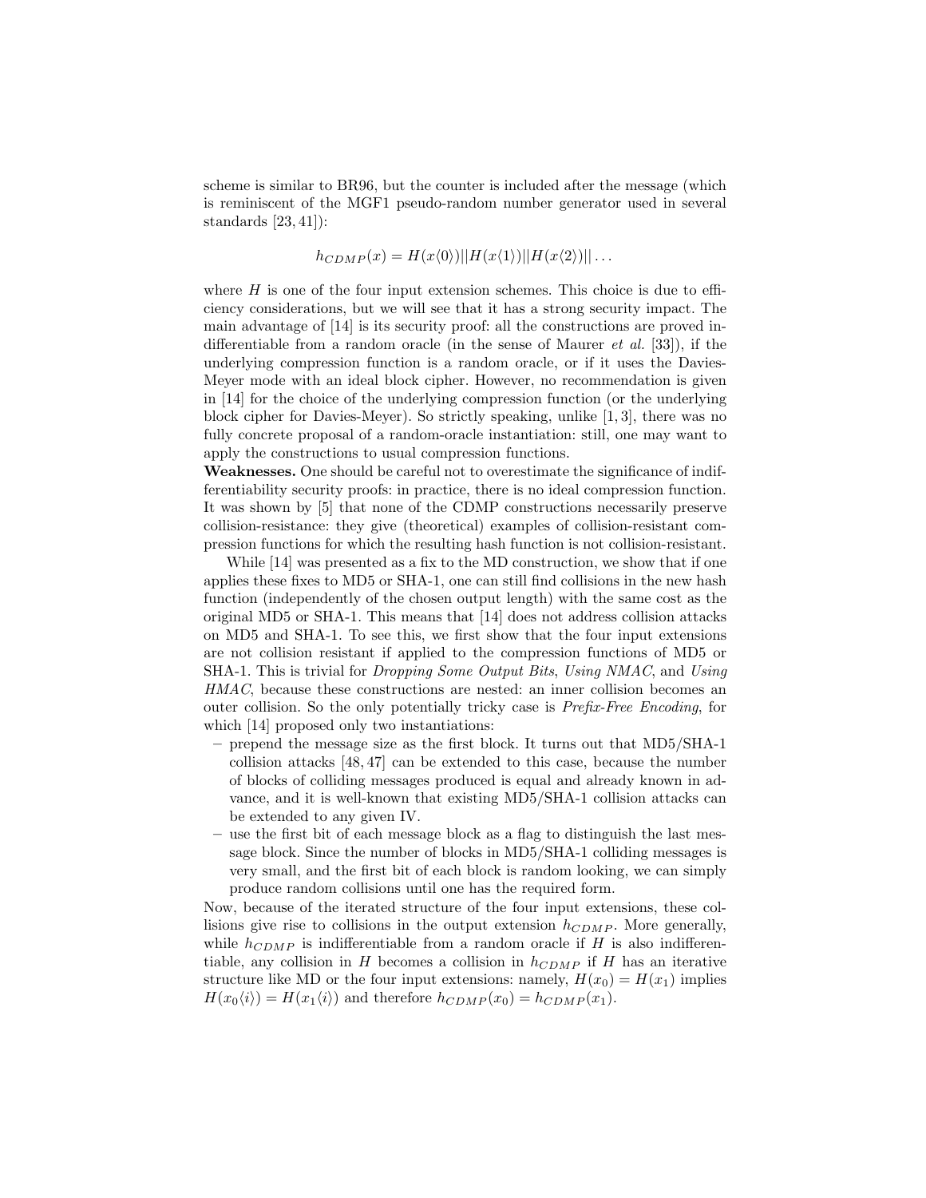scheme is similar to BR96, but the counter is included after the message (which is reminiscent of the MGF1 pseudo-random number generator used in several standards [23, 41]):

$$h_{CDMP}(x) = H(x\langle 0\rangle)||H(x\langle 1\rangle)||H(x\langle 2\rangle)||\dots$$

where $H$ is one of the four input extension schemes. This choice is due to efficiency considerations, but we will see that it has a strong security impact. The main advantage of [14] is its security proof: all the constructions are proved indifferentiable from a random oracle (in the sense of Maurer *et al.* [33]), if the underlying compression function is a random oracle, or if it uses the Davies-Meyer mode with an ideal block cipher. However, no recommendation is given in [14] for the choice of the underlying compression function (or the underlying block cipher for Davies-Meyer). So strictly speaking, unlike [1, 3], there was no fully concrete proposal of a random-oracle instantiation: still, one may want to apply the constructions to usual compression functions.

**Weaknesses.** One should be careful not to overestimate the significance of indifferentiability security proofs: in practice, there is no ideal compression function. It was shown by [5] that none of the CDMP constructions necessarily preserve collision-resistance: they give (theoretical) examples of collision-resistant compression functions for which the resulting hash function is not collision-resistant.

While [14] was presented as a fix to the MD construction, we show that if one applies these fixes to MD5 or SHA-1, one can still find collisions in the new hash function (independently of the chosen output length) with the same cost as the original MD5 or SHA-1. This means that [14] does not address collision attacks on MD5 and SHA-1. To see this, we first show that the four input extensions are not collision resistant if applied to the compression functions of MD5 or SHA-1. This is trivial for *Dropping Some Output Bits*, *Using NMAC*, and *Using HMAC*, because these constructions are nested: an inner collision becomes an outer collision. So the only potentially tricky case is *Prefix-Free Encoding*, for which [14] proposed only two instantiations:

- prepend the message size as the first block. It turns out that MD5/SHA-1 collision attacks [48, 47] can be extended to this case, because the number of blocks of colliding messages produced is equal and already known in advance, and it is well-known that existing MD5/SHA-1 collision attacks can be extended to any given IV.
- use the first bit of each message block as a flag to distinguish the last message block. Since the number of blocks in MD5/SHA-1 colliding messages is very small, and the first bit of each block is random looking, we can simply produce random collisions until one has the required form.

Now, because of the iterated structure of the four input extensions, these collisions give rise to collisions in the output extension $h_{CDMP}$. More generally, while $h_{CDMP}$ is indifferentiable from a random oracle if $H$ is also indifferentiable, any collision in $H$ becomes a collision in $h_{CDMP}$ if $H$ has an iterative structure like MD or the four input extensions: namely, $H(x_0) = H(x_1)$ implies $H(x_0\langle i\rangle) = H(x_1\langle i\rangle)$ and therefore $h_{CDMP}(x_0) = h_{CDMP}(x_1)$.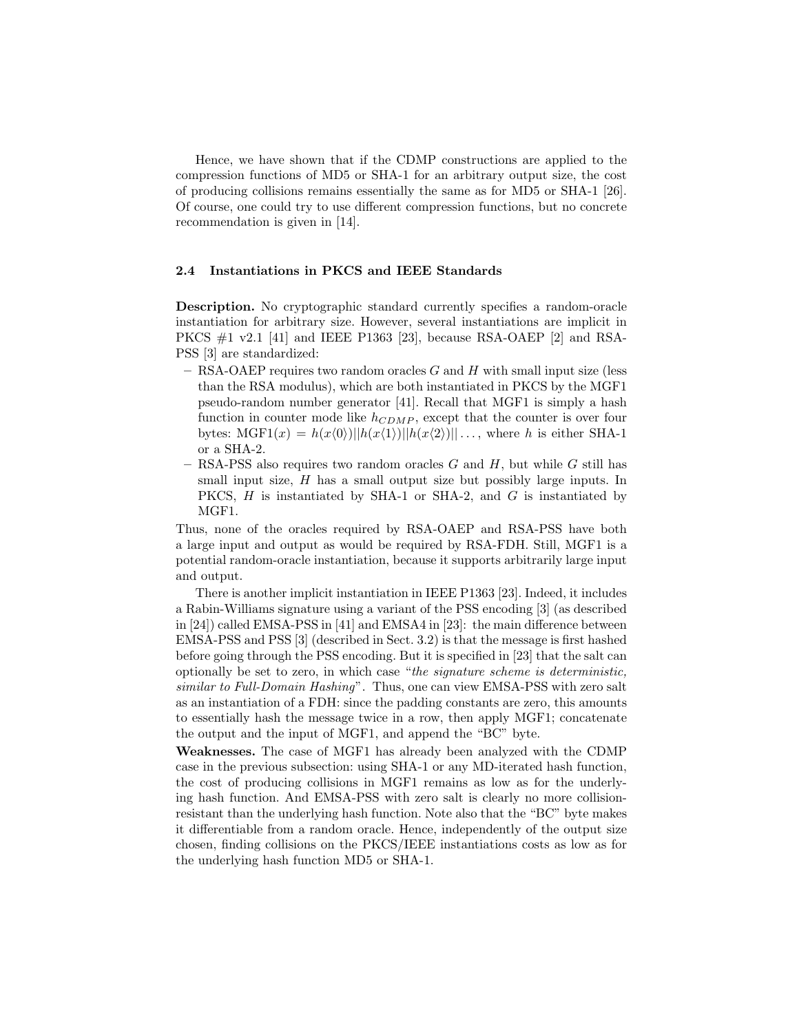Hence, we have shown that if the CDMP constructions are applied to the compression functions of MD5 or SHA-1 for an arbitrary output size, the cost of producing collisions remains essentially the same as for MD5 or SHA-1 [26]. Of course, one could try to use different compression functions, but no concrete recommendation is given in [14].

### 2.4 Instantiations in PKCS and IEEE Standards

**Description.** No cryptographic standard currently specifies a random-oracle instantiation for arbitrary size. However, several instantiations are implicit in PKCS #1 v2.1 [41] and IEEE P1363 [23], because RSA-OAEP [2] and RSA-PSS [3] are standardized:

- RSA-OAEP requires two random oracles $G$ and $H$ with small input size (less than the RSA modulus), which are both instantiated in PKCS by the MGF1 pseudo-random number generator [41]. Recall that MGF1 is simply a hash function in counter mode like $h_{CDMP}$, except that the counter is over four bytes: $\text{MGF1}(x) = h(x\langle 0\rangle)||h(x\langle 1\rangle)||h(x\langle 2\rangle)||\dots$, where $h$ is either SHA-1 or a SHA-2.
- RSA-PSS also requires two random oracles $G$ and $H$, but while $G$ still has small input size, $H$ has a small output size but possibly large inputs. In PKCS, $H$ is instantiated by SHA-1 or SHA-2, and $G$ is instantiated by MGF1.

Thus, none of the oracles required by RSA-OAEP and RSA-PSS have both a large input and output as would be required by RSA-FDH. Still, MGF1 is a potential random-oracle instantiation, because it supports arbitrarily large input and output.

There is another implicit instantiation in IEEE P1363 [23]. Indeed, it includes a Rabin-Williams signature using a variant of the PSS encoding [3] (as described in [24]) called EMSA-PSS in [41] and EMSA4 in [23]: the main difference between EMSA-PSS and PSS [3] (described in Sect. 3.2) is that the message is first hashed before going through the PSS encoding. But it is specified in [23] that the salt can optionally be set to zero, in which case "*the signature scheme is deterministic, similar to Full-Domain Hashing*". Thus, one can view EMSA-PSS with zero salt as an instantiation of a FDH: since the padding constants are zero, this amounts to essentially hash the message twice in a row, then apply MGF1; concatenate the output and the input of MGF1, and append the "BC" byte.

**Weaknesses.** The case of MGF1 has already been analyzed with the CDMP case in the previous subsection: using SHA-1 or any MD-iterated hash function, the cost of producing collisions in MGF1 remains as low as for the underlying hash function. And EMSA-PSS with zero salt is clearly no more collision-resistant than the underlying hash function. Note also that the "BC" byte makes it differentiable from a random oracle. Hence, independently of the output size chosen, finding collisions on the PKCS/IEEE instantiations costs as low as for the underlying hash function MD5 or SHA-1.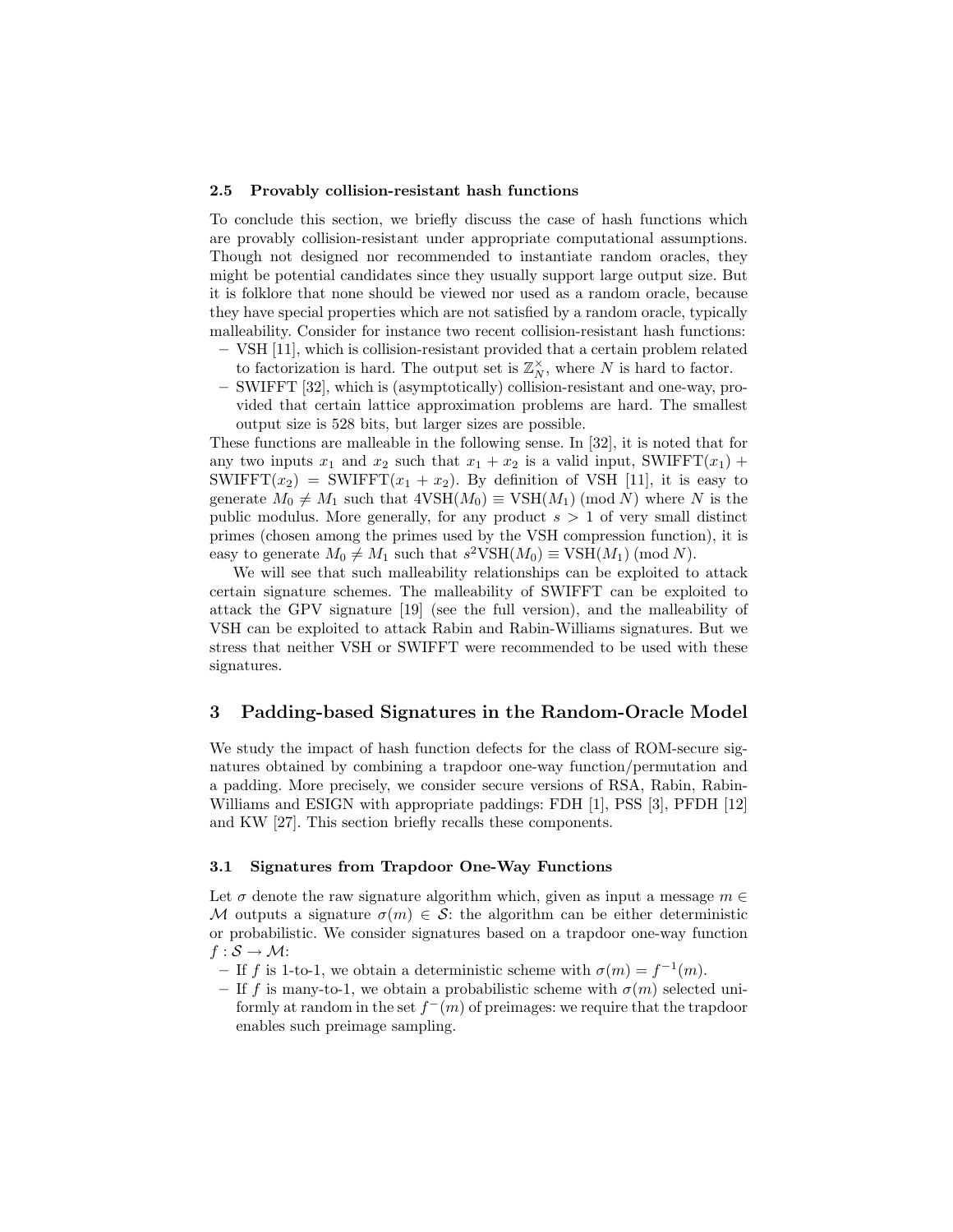### 2.5 Provably collision-resistant hash functions

To conclude this section, we briefly discuss the case of hash functions which are provably collision-resistant under appropriate computational assumptions. Though not designed nor recommended to instantiate random oracles, they might be potential candidates since they usually support large output size. But it is folklore that none should be viewed nor used as a random oracle, because they have special properties which are not satisfied by a random oracle, typically malleability. Consider for instance two recent collision-resistant hash functions:

- VSH [11], which is collision-resistant provided that a certain problem related to factorization is hard. The output set is $\mathbb{Z}_N^\times$, where $N$ is hard to factor.
- SWIFFT [32], which is (asymptotically) collision-resistant and one-way, provided that certain lattice approximation problems are hard. The smallest output size is 528 bits, but larger sizes are possible.

These functions are malleable in the following sense. In [32], it is noted that for any two inputs $x_1$ and $x_2$ such that $x_1 + x_2$ is a valid input, $\text{SWIFFT}(x_1) + \text{SWIFFT}(x_2) = \text{SWIFFT}(x_1 + x_2)$. By definition of VSH [11], it is easy to generate $M_0 \neq M_1$ such that $4\text{VSH}(M_0) \equiv \text{VSH}(M_1) \pmod N$ where $N$ is the public modulus. More generally, for any product $s > 1$ of very small distinct primes (chosen among the primes used by the VSH compression function), it is easy to generate $M_0 \neq M_1$ such that $s^2\text{VSH}(M_0) \equiv \text{VSH}(M_1) \pmod N$.

We will see that such malleability relationships can be exploited to attack certain signature schemes. The malleability of SWIFFT can be exploited to attack the GPV signature [19] (see the full version), and the malleability of VSH can be exploited to attack Rabin and Rabin-Williams signatures. But we stress that neither VSH or SWIFFT were recommended to be used with these signatures.

## 3 Padding-based Signatures in the Random-Oracle Model

We study the impact of hash function defects for the class of ROM-secure signatures obtained by combining a trapdoor one-way function/permutation and a padding. More precisely, we consider secure versions of RSA, Rabin, Rabin-Williams and ESIGN with appropriate paddings: FDH [1], PSS [3], PFDH [12] and KW [27]. This section briefly recalls these components.

### 3.1 Signatures from Trapdoor One-Way Functions

Let $\sigma$ denote the raw signature algorithm which, given as input a message $m \in \mathcal{M}$ outputs a signature $\sigma(m) \in \mathcal{S}$: the algorithm can be either deterministic or probabilistic. We consider signatures based on a trapdoor one-way function $f : \mathcal{S} \to \mathcal{M}$:

- If $f$ is 1-to-1, we obtain a deterministic scheme with $\sigma(m) = f^{-1}(m)$.
- If $f$ is many-to-1, we obtain a probabilistic scheme with $\sigma(m)$ selected uniformly at random in the set $f^{-}(m)$ of preimages: we require that the trapdoor enables such preimage sampling.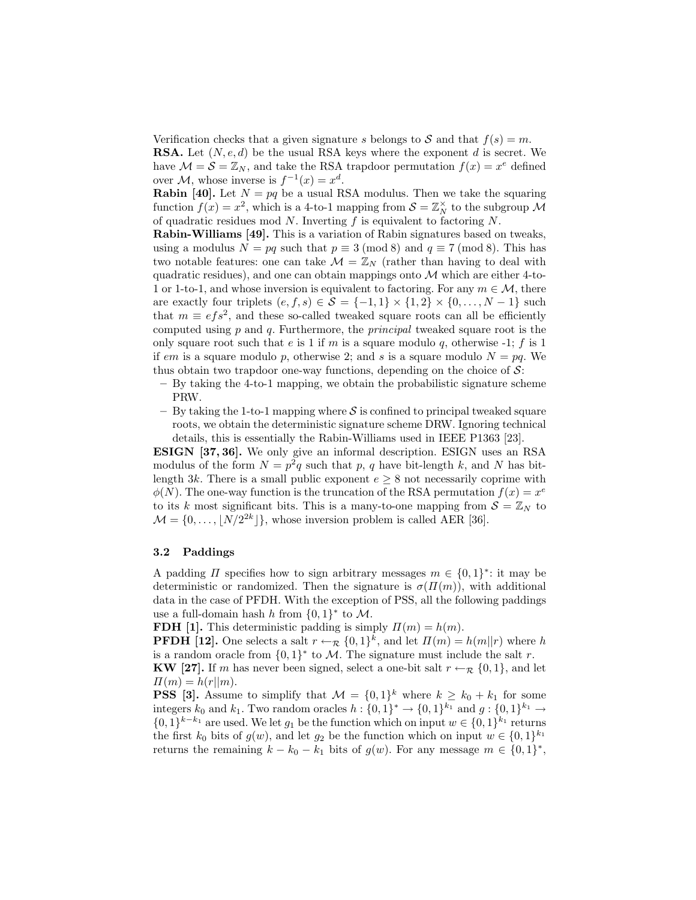Verification checks that a given signature $s$ belongs to $\mathcal{S}$ and that $f(s) = m$.

**RSA.** Let $(N, e, d)$ be the usual RSA keys where the exponent $d$ is secret. We have $\mathcal{M} = \mathcal{S} = \mathbb{Z}_N$, and take the RSA trapdoor permutation $f(x) = x^e$ defined over $\mathcal{M}$, whose inverse is $f^{-1}(x) = x^d$.

**Rabin [40].** Let $N = pq$ be a usual RSA modulus. Then we take the squaring function $f(x) = x^2$, which is a 4-to-1 mapping from $\mathcal{S} = \mathbb{Z}_N^\times$ to the subgroup $\mathcal{M}$ of quadratic residues mod $N$. Inverting $f$ is equivalent to factoring $N$.

**Rabin-Williams [49].** This is a variation of Rabin signatures based on tweaks, using a modulus $N = pq$ such that $p \equiv 3 \pmod 8$ and $q \equiv 7 \pmod 8$. This has two notable features: one can take $\mathcal{M} = \mathbb{Z}_N$ (rather than having to deal with quadratic residues), and one can obtain mappings onto $\mathcal{M}$ which are either 4-to-1 or 1-to-1, and whose inversion is equivalent to factoring. For any $m \in \mathcal{M}$, there are exactly four triplets $(e, f, s) \in \mathcal{S} = \{-1, 1\} \times \{1, 2\} \times \{0, \ldots, N-1\}$ such that $m \equiv efs^2$, and these so-called tweaked square roots can all be efficiently computed using $p$ and $q$. Furthermore, the *principal* tweaked square root is the only square root such that $e$ is 1 if $m$ is a square modulo $q$, otherwise -1; $f$ is 1 if $em$ is a square modulo $p$, otherwise 2; and $s$ is a square modulo $N = pq$. We thus obtain two trapdoor one-way functions, depending on the choice of $\mathcal{S}$:

- By taking the 4-to-1 mapping, we obtain the probabilistic signature scheme PRW.
- By taking the 1-to-1 mapping where $\mathcal{S}$ is confined to principal tweaked square roots, we obtain the deterministic signature scheme DRW. Ignoring technical details, this is essentially the Rabin-Williams used in IEEE P1363 [23].

**ESIGN [37, 36].** We only give an informal description. ESIGN uses an RSA modulus of the form $N = p^2 q$ such that $p$, $q$ have bit-length $k$, and $N$ has bit-length $3k$. There is a small public exponent $e \geq 8$ not necessarily coprime with $\phi(N)$. The one-way function is the truncation of the RSA permutation $f(x) = x^e$ to its $k$ most significant bits. This is a many-to-one mapping from $\mathcal{S} = \mathbb{Z}_N$ to $\mathcal{M} = \{0, \ldots, \lfloor N/2^{2k} \rfloor\}$, whose inversion problem is called AER [36].

### 3.2 Paddings

A padding $\Pi$ specifies how to sign arbitrary messages $m \in \{0,1\}^*$: it may be deterministic or randomized. Then the signature is $\sigma(\Pi(m))$, with additional data in the case of PFDH. With the exception of PSS, all the following paddings use a full-domain hash $h$ from $\{0,1\}^*$ to $\mathcal{M}$.

**FDH [1].** This deterministic padding is simply $\Pi(m) = h(m)$.

**PFDH [12].** One selects a salt $r \leftarrow_{\mathcal{R}} \{0,1\}^k$, and let $\Pi(m) = h(m||r)$ where $h$ is a random oracle from $\{0,1\}^*$ to $\mathcal{M}$. The signature must include the salt $r$.

**KW [27].** If $m$ has never been signed, select a one-bit salt $r \leftarrow_{\mathcal{R}} \{0,1\}$, and let $\Pi(m) = h(r||m)$.

**PSS [3].** Assume to simplify that $\mathcal{M} = \{0,1\}^k$ where $k \geq k_0 + k_1$ for some integers $k_0$ and $k_1$. Two random oracles $h : \{0,1\}^* \to \{0,1\}^{k_1}$ and $g : \{0,1\}^{k_1} \to \{0,1\}^{k-k_1}$ are used. We let $g_1$ be the function which on input $w \in \{0,1\}^{k_1}$ returns the first $k_0$ bits of $g(w)$, and let $g_2$ be the function which on input $w \in \{0,1\}^{k_1}$ returns the remaining $k - k_0 - k_1$ bits of $g(w)$. For any message $m \in \{0,1\}^*$,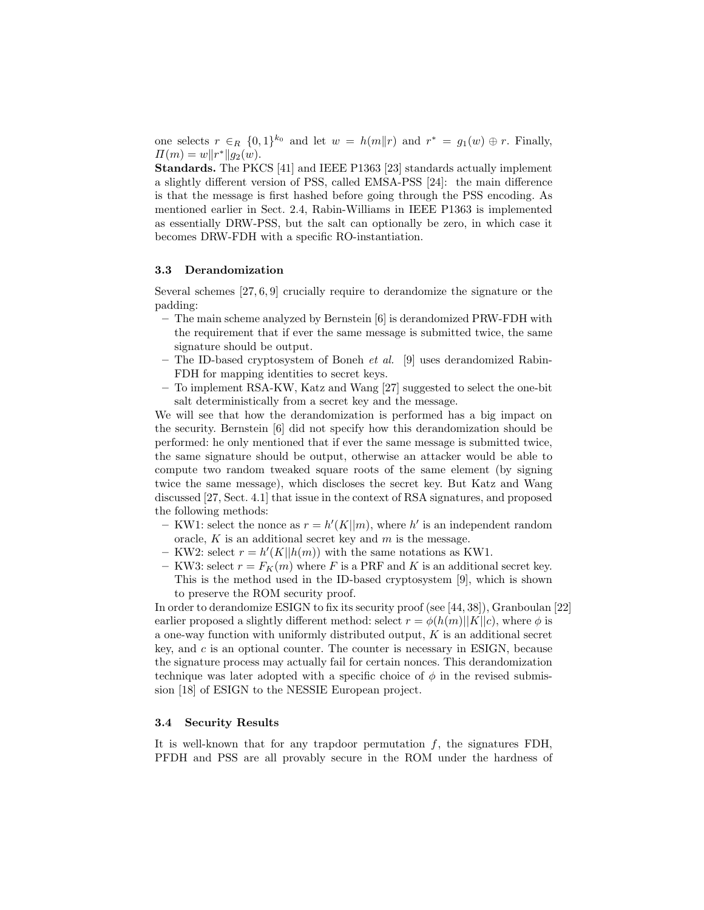one selects $r \in_R \{0,1\}^{k_0}$ and let $w = h(m\|r)$ and $r^* = g_1(w) \oplus r$. Finally, $\Pi(m) = w\|r^*\|g_2(w)$.

**Standards.** The PKCS [41] and IEEE P1363 [23] standards actually implement a slightly different version of PSS, called EMSA-PSS [24]: the main difference is that the message is first hashed before going through the PSS encoding. As mentioned earlier in Sect. 2.4, Rabin-Williams in IEEE P1363 is implemented as essentially DRW-PSS, but the salt can optionally be zero, in which case it becomes DRW-FDH with a specific RO-instantiation.

### 3.3 Derandomization

Several schemes [27, 6, 9] crucially require to derandomize the signature or the padding:

- The main scheme analyzed by Bernstein [6] is derandomized PRW-FDH with the requirement that if ever the same message is submitted twice, the same signature should be output.
- The ID-based cryptosystem of Boneh *et al.* [9] uses derandomized Rabin-FDH for mapping identities to secret keys.
- To implement RSA-KW, Katz and Wang [27] suggested to select the one-bit salt deterministically from a secret key and the message.

We will see that how the derandomization is performed has a big impact on the security. Bernstein [6] did not specify how this derandomization should be performed: he only mentioned that if ever the same message is submitted twice, the same signature should be output, otherwise an attacker would be able to compute two random tweaked square roots of the same element (by signing twice the same message), which discloses the secret key. But Katz and Wang discussed [27, Sect. 4.1] that issue in the context of RSA signatures, and proposed the following methods:

- KW1: select the nonce as $r = h'(K||m)$, where $h'$ is an independent random oracle, $K$ is an additional secret key and $m$ is the message.
- KW2: select $r = h'(K||h(m))$ with the same notations as KW1.
- KW3: select $r = F_K(m)$ where $F$ is a PRF and $K$ is an additional secret key. This is the method used in the ID-based cryptosystem [9], which is shown to preserve the ROM security proof.

In order to derandomize ESIGN to fix its security proof (see [44, 38]), Granboulan [22] earlier proposed a slightly different method: select $r = \phi(h(m)||K||c)$, where $\phi$ is a one-way function with uniformly distributed output, $K$ is an additional secret key, and $c$ is an optional counter. The counter is necessary in ESIGN, because the signature process may actually fail for certain nonces. This derandomization technique was later adopted with a specific choice of $\phi$ in the revised submission [18] of ESIGN to the NESSIE European project.

### 3.4 Security Results

It is well-known that for any trapdoor permutation $f$, the signatures FDH, PFDH and PSS are all provably secure in the ROM under the hardness of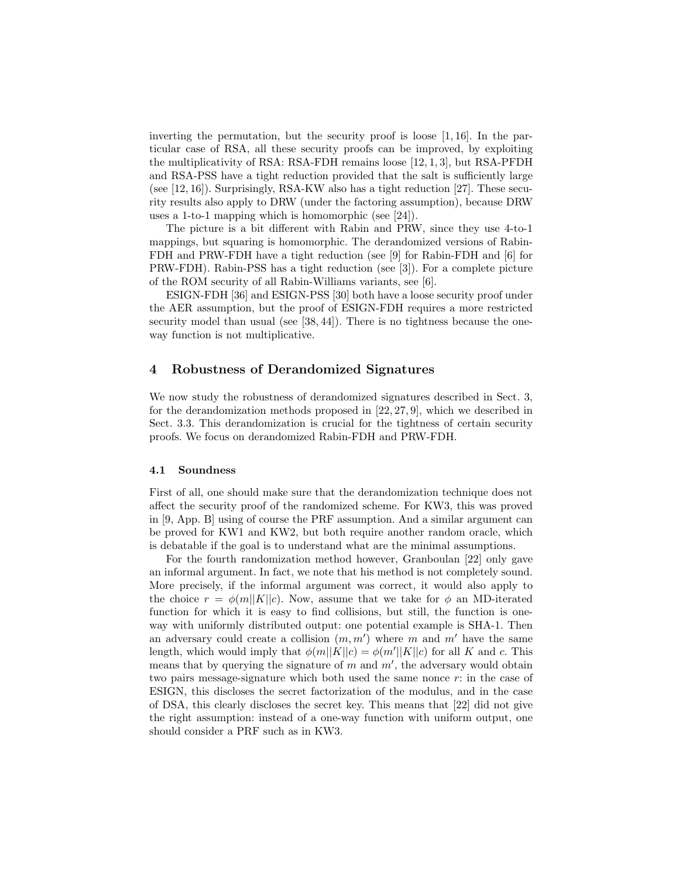inverting the permutation, but the security proof is loose [1, 16]. In the particular case of RSA, all these security proofs can be improved, by exploiting the multiplicativity of RSA: RSA-FDH remains loose [12, 1, 3], but RSA-PFDH and RSA-PSS have a tight reduction provided that the salt is sufficiently large (see [12, 16]). Surprisingly, RSA-KW also has a tight reduction [27]. These security results also apply to DRW (under the factoring assumption), because DRW uses a 1-to-1 mapping which is homomorphic (see [24]).

The picture is a bit different with Rabin and PRW, since they use 4-to-1 mappings, but squaring is homomorphic. The derandomized versions of Rabin-FDH and PRW-FDH have a tight reduction (see [9] for Rabin-FDH and [6] for PRW-FDH). Rabin-PSS has a tight reduction (see [3]). For a complete picture of the ROM security of all Rabin-Williams variants, see [6].

ESIGN-FDH [36] and ESIGN-PSS [30] both have a loose security proof under the AER assumption, but the proof of ESIGN-FDH requires a more restricted security model than usual (see [38, 44]). There is no tightness because the one-way function is not multiplicative.

## 4 Robustness of Derandomized Signatures

We now study the robustness of derandomized signatures described in Sect. 3, for the derandomization methods proposed in [22, 27, 9], which we described in Sect. 3.3. This derandomization is crucial for the tightness of certain security proofs. We focus on derandomized Rabin-FDH and PRW-FDH.

### 4.1 Soundness

First of all, one should make sure that the derandomization technique does not affect the security proof of the randomized scheme. For KW3, this was proved in [9, App. B] using of course the PRF assumption. And a similar argument can be proved for KW1 and KW2, but both require another random oracle, which is debatable if the goal is to understand what are the minimal assumptions.

For the fourth randomization method however, Granboulan [22] only gave an informal argument. In fact, we note that his method is not completely sound. More precisely, if the informal argument was correct, it would also apply to the choice $r = \phi(m||K||c)$. Now, assume that we take for $\phi$ an MD-iterated function for which it is easy to find collisions, but still, the function is one-way with uniformly distributed output: one potential example is SHA-1. Then an adversary could create a collision $(m, m')$ where $m$ and $m'$ have the same length, which would imply that $\phi(m||K||c) = \phi(m'||K||c)$ for all $K$ and $c$. This means that by querying the signature of $m$ and $m'$, the adversary would obtain two pairs message-signature which both used the same nonce $r$: in the case of ESIGN, this discloses the secret factorization of the modulus, and in the case of DSA, this clearly discloses the secret key. This means that [22] did not give the right assumption: instead of a one-way function with uniform output, one should consider a PRF such as in KW3.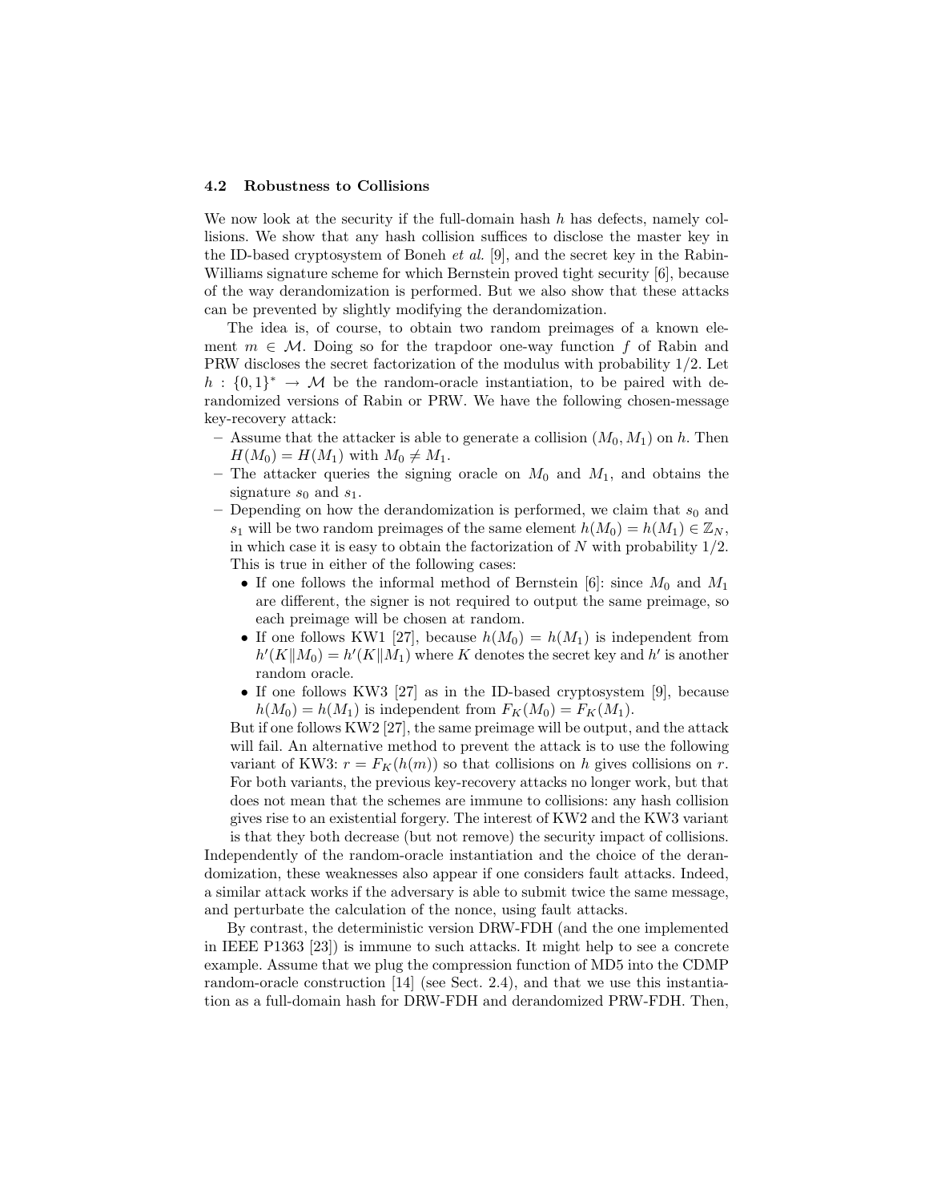### 4.2 Robustness to Collisions

We now look at the security if the full-domain hash $h$ has defects, namely collisions. We show that any hash collision suffices to disclose the master key in the ID-based cryptosystem of Boneh *et al.* [9], and the secret key in the Rabin-Williams signature scheme for which Bernstein proved tight security [6], because of the way derandomization is performed. But we also show that these attacks can be prevented by slightly modifying the derandomization.

The idea is, of course, to obtain two random preimages of a known element $m \in \mathcal{M}$. Doing so for the trapdoor one-way function $f$ of Rabin and PRW discloses the secret factorization of the modulus with probability 1/2. Let $h : \{0,1\}^* \to \mathcal{M}$ be the random-oracle instantiation, to be paired with derandomized versions of Rabin or PRW. We have the following chosen-message key-recovery attack:

- Assume that the attacker is able to generate a collision $(M_0, M_1)$ on $h$. Then $H(M_0) = H(M_1)$ with $M_0 \neq M_1$.
- The attacker queries the signing oracle on $M_0$ and $M_1$, and obtains the signature $s_0$ and $s_1$.
- Depending on how the derandomization is performed, we claim that $s_0$ and $s_1$ will be two random preimages of the same element $h(M_0) = h(M_1) \in \mathbb{Z}_N$, in which case it is easy to obtain the factorization of $N$ with probability 1/2. This is true in either of the following cases:
  - If one follows the informal method of Bernstein [6]: since $M_0$ and $M_1$ are different, the signer is not required to output the same preimage, so each preimage will be chosen at random.
  - If one follows KW1 [27], because $h(M_0) = h(M_1)$ is independent from $h'(K\|M_0) = h'(K\|M_1)$ where $K$ denotes the secret key and $h'$ is another random oracle.
  - If one follows KW3 [27] as in the ID-based cryptosystem [9], because $h(M_0) = h(M_1)$ is independent from $F_K(M_0) = F_K(M_1)$.

  But if one follows KW2 [27], the same preimage will be output, and the attack will fail. An alternative method to prevent the attack is to use the following variant of KW3: $r = F_K(h(m))$ so that collisions on $h$ gives collisions on $r$. For both variants, the previous key-recovery attacks no longer work, but that does not mean that the schemes are immune to collisions: any hash collision gives rise to an existential forgery. The interest of KW2 and the KW3 variant is that they both decrease (but not remove) the security impact of collisions.

Independently of the random-oracle instantiation and the choice of the derandomization, these weaknesses also appear if one considers fault attacks. Indeed, a similar attack works if the adversary is able to submit twice the same message, and perturbate the calculation of the nonce, using fault attacks.

By contrast, the deterministic version DRW-FDH (and the one implemented in IEEE P1363 [23]) is immune to such attacks. It might help to see a concrete example. Assume that we plug the compression function of MD5 into the CDMP random-oracle construction [14] (see Sect. 2.4), and that we use this instantiation as a full-domain hash for DRW-FDH and derandomized PRW-FDH. Then,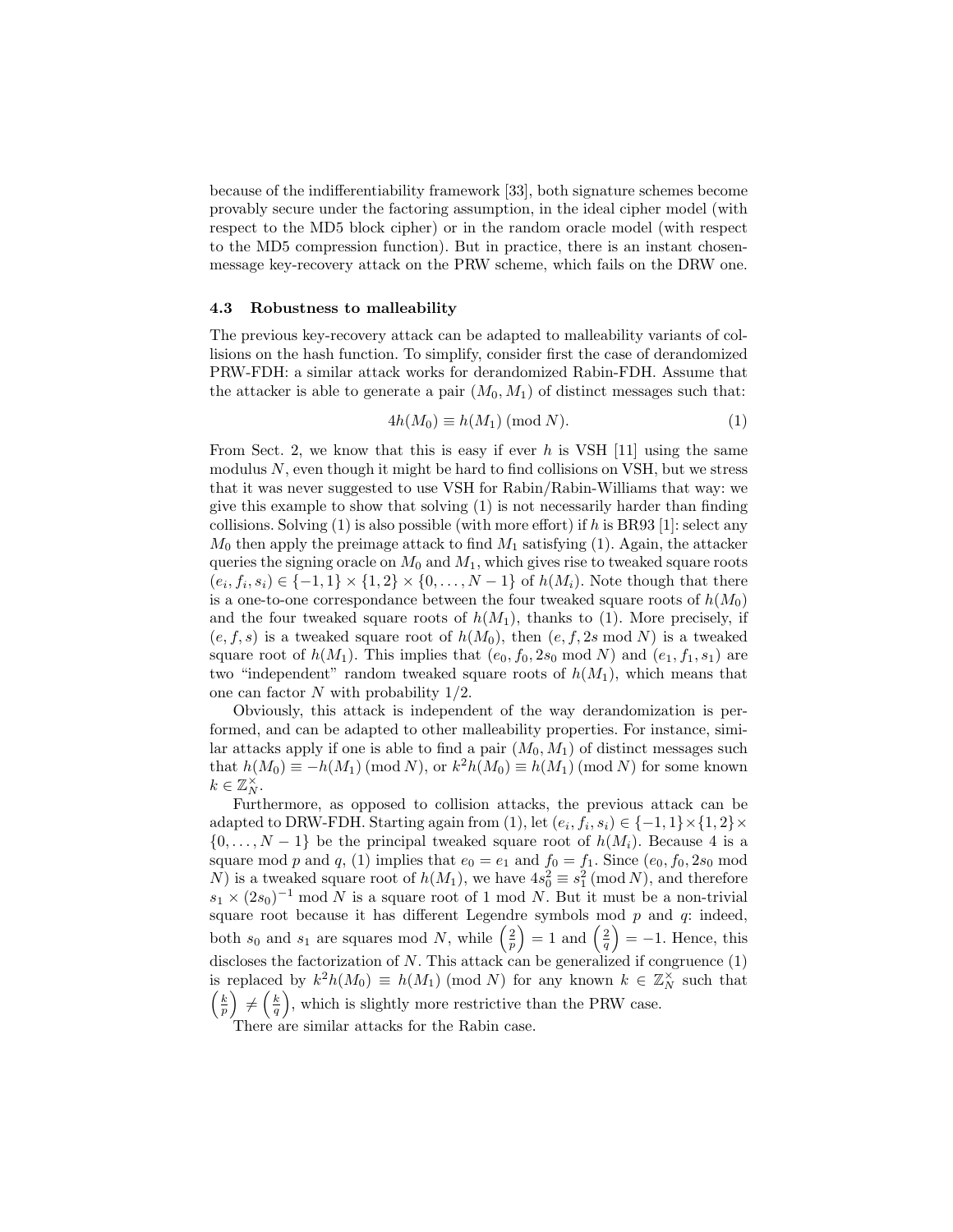because of the indifferentiability framework [33], both signature schemes become provably secure under the factoring assumption, in the ideal cipher model (with respect to the MD5 block cipher) or in the random oracle model (with respect to the MD5 compression function). But in practice, there is an instant chosen-message key-recovery attack on the PRW scheme, which fails on the DRW one.

### 4.3 Robustness to malleability

The previous key-recovery attack can be adapted to malleability variants of collisions on the hash function. To simplify, consider first the case of derandomized PRW-FDH: a similar attack works for derandomized Rabin-FDH. Assume that the attacker is able to generate a pair $(M_0, M_1)$ of distinct messages such that:

$$4h(M_0) \equiv h(M_1) \pmod{N}. \tag{1}$$

From Sect. 2, we know that this is easy if ever $h$ is VSH [11] using the same modulus $N$, even though it might be hard to find collisions on VSH, but we stress that it was never suggested to use VSH for Rabin/Rabin-Williams that way: we give this example to show that solving (1) is not necessarily harder than finding collisions. Solving (1) is also possible (with more effort) if $h$ is BR93 [1]: select any $M_0$ then apply the preimage attack to find $M_1$ satisfying (1). Again, the attacker queries the signing oracle on $M_0$ and $M_1$, which gives rise to tweaked square roots $(e_i, f_i, s_i) \in \{-1, 1\} \times \{1, 2\} \times \{0, \ldots, N-1\}$ of $h(M_i)$. Note though that there is a one-to-one correspondance between the four tweaked square roots of $h(M_0)$ and the four tweaked square roots of $h(M_1)$, thanks to (1). More precisely, if $(e, f, s)$ is a tweaked square root of $h(M_0)$, then $(e, f, 2s \bmod N)$ is a tweaked square root of $h(M_1)$. This implies that $(e_0, f_0, 2s_0 \bmod N)$ and $(e_1, f_1, s_1)$ are two "independent" random tweaked square roots of $h(M_1)$, which means that one can factor $N$ with probability 1/2.

Obviously, this attack is independent of the way derandomization is performed, and can be adapted to other malleability properties. For instance, similar attacks apply if one is able to find a pair $(M_0, M_1)$ of distinct messages such that $h(M_0) \equiv -h(M_1) \pmod{N}$, or $k^2 h(M_0) \equiv h(M_1) \pmod{N}$ for some known $k \in \mathbb{Z}_N^\times$.

Furthermore, as opposed to collision attacks, the previous attack can be adapted to DRW-FDH. Starting again from (1), let $(e_i, f_i, s_i) \in \{-1, 1\} \times \{1, 2\} \times \{0, \ldots, N-1\}$ be the principal tweaked square root of $h(M_i)$. Because 4 is a square mod $p$ and $q$, (1) implies that $e_0 = e_1$ and $f_0 = f_1$. Since $(e_0, f_0, 2s_0 \bmod N)$ is a tweaked square root of $h(M_1)$, we have $4s_0^2 \equiv s_1^2 \pmod{N}$, and therefore $s_1 \times (2s_0)^{-1} \bmod N$ is a square root of 1 mod $N$. But it must be a non-trivial square root because it has different Legendre symbols mod $p$ and $q$: indeed, both $s_0$ and $s_1$ are squares mod $N$, while $\left(\frac{2}{p}\right) = 1$ and $\left(\frac{2}{q}\right) = -1$. Hence, this discloses the factorization of $N$. This attack can be generalized if congruence (1) is replaced by $k^2 h(M_0) \equiv h(M_1) \pmod{N}$ for any known $k \in \mathbb{Z}_N^\times$ such that $\left(\frac{k}{p}\right) \neq \left(\frac{k}{q}\right)$, which is slightly more restrictive than the PRW case.

There are similar attacks for the Rabin case.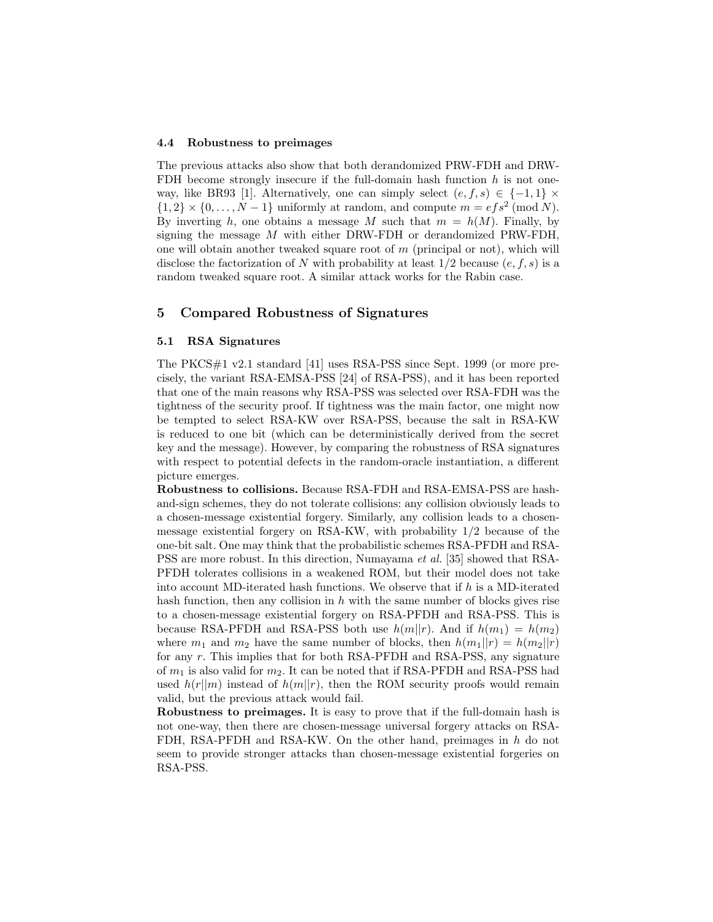### 4.4 Robustness to preimages

The previous attacks also show that both derandomized PRW-FDH and DRW-FDH become strongly insecure if the full-domain hash function $h$ is not one-way, like BR93 [1]. Alternatively, one can simply select $(e, f, s) \in \{-1, 1\} \times \{1, 2\} \times \{0, \ldots, N-1\}$ uniformly at random, and compute $m = efs^2 \pmod{N}$. By inverting $h$, one obtains a message $M$ such that $m = h(M)$. Finally, by signing the message $M$ with either DRW-FDH or derandomized PRW-FDH, one will obtain another tweaked square root of $m$ (principal or not), which will disclose the factorization of $N$ with probability at least $1/2$ because $(e, f, s)$ is a random tweaked square root. A similar attack works for the Rabin case.

## 5 Compared Robustness of Signatures

### 5.1 RSA Signatures

The PKCS#1 v2.1 standard [41] uses RSA-PSS since Sept. 1999 (or more precisely, the variant RSA-EMSA-PSS [24] of RSA-PSS), and it has been reported that one of the main reasons why RSA-PSS was selected over RSA-FDH was the tightness of the security proof. If tightness was the main factor, one might now be tempted to select RSA-KW over RSA-PSS, because the salt in RSA-KW is reduced to one bit (which can be deterministically derived from the secret key and the message). However, by comparing the robustness of RSA signatures with respect to potential defects in the random-oracle instantiation, a different picture emerges.

**Robustness to collisions.** Because RSA-FDH and RSA-EMSA-PSS are hash-and-sign schemes, they do not tolerate collisions: any collision obviously leads to a chosen-message existential forgery. Similarly, any collision leads to a chosen-message existential forgery on RSA-KW, with probability $1/2$ because of the one-bit salt. One may think that the probabilistic schemes RSA-PFDH and RSA-PSS are more robust. In this direction, Numayama *et al.* [35] showed that RSA-PFDH tolerates collisions in a weakened ROM, but their model does not take into account MD-iterated hash functions. We observe that if $h$ is a MD-iterated hash function, then any collision in $h$ with the same number of blocks gives rise to a chosen-message existential forgery on RSA-PFDH and RSA-PSS. This is because RSA-PFDH and RSA-PSS both use $h(m||r)$. And if $h(m_1) = h(m_2)$ where $m_1$ and $m_2$ have the same number of blocks, then $h(m_1||r) = h(m_2||r)$ for any $r$. This implies that for both RSA-PFDH and RSA-PSS, any signature of $m_1$ is also valid for $m_2$. It can be noted that if RSA-PFDH and RSA-PSS had used $h(r||m)$ instead of $h(m||r)$, then the ROM security proofs would remain valid, but the previous attack would fail.

**Robustness to preimages.** It is easy to prove that if the full-domain hash is not one-way, then there are chosen-message universal forgery attacks on RSA-FDH, RSA-PFDH and RSA-KW. On the other hand, preimages in $h$ do not seem to provide stronger attacks than chosen-message existential forgeries on RSA-PSS.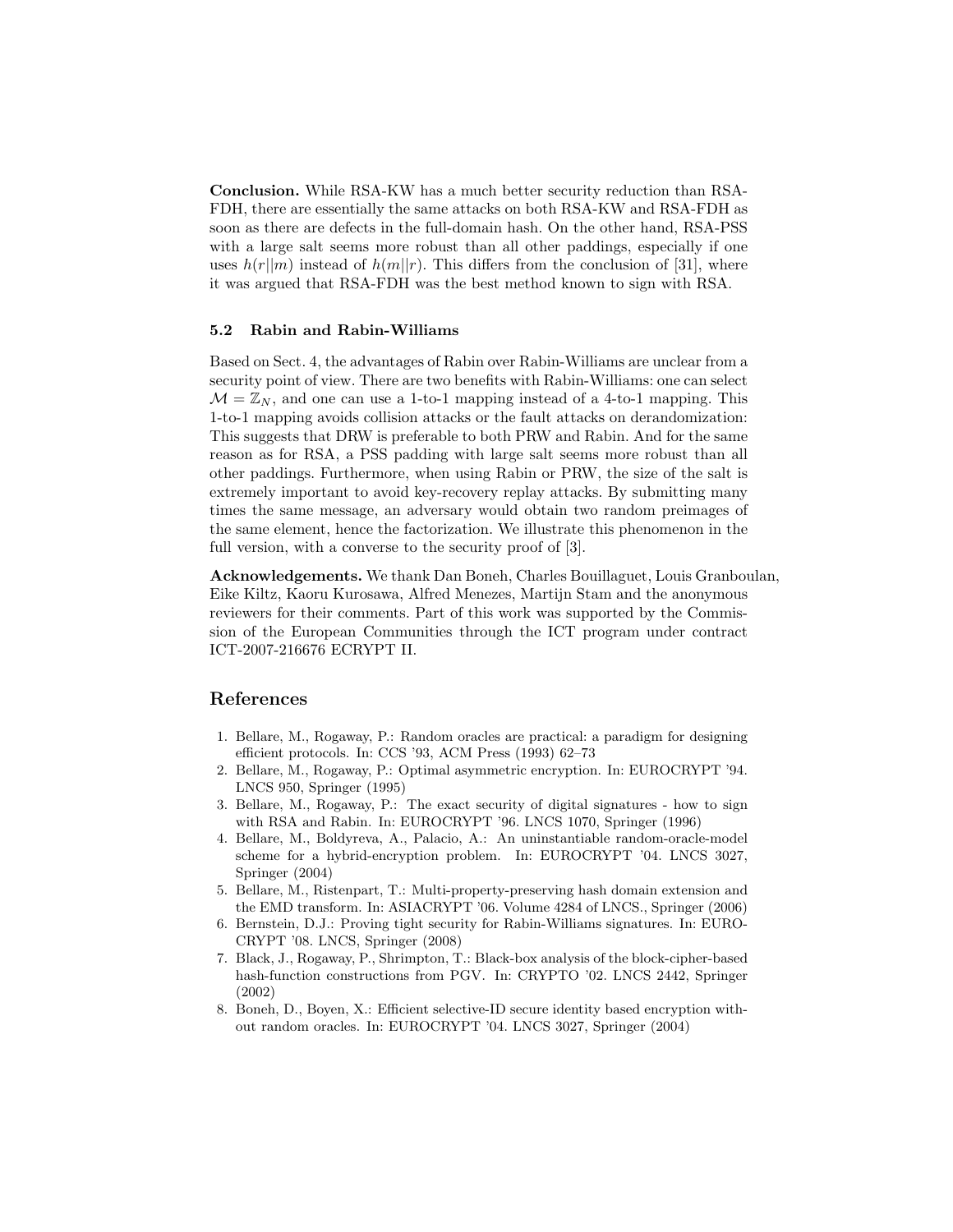**Conclusion.** While RSA-KW has a much better security reduction than RSA-FDH, there are essentially the same attacks on both RSA-KW and RSA-FDH as soon as there are defects in the full-domain hash. On the other hand, RSA-PSS with a large salt seems more robust than all other paddings, especially if one uses $h(r||m)$ instead of $h(m||r)$. This differs from the conclusion of [31], where it was argued that RSA-FDH was the best method known to sign with RSA.

### 5.2 Rabin and Rabin-Williams

Based on Sect. 4, the advantages of Rabin over Rabin-Williams are unclear from a security point of view. There are two benefits with Rabin-Williams: one can select $\mathcal{M} = \mathbb{Z}_N$, and one can use a 1-to-1 mapping instead of a 4-to-1 mapping. This 1-to-1 mapping avoids collision attacks or the fault attacks on derandomization: This suggests that DRW is preferable to both PRW and Rabin. And for the same reason as for RSA, a PSS padding with large salt seems more robust than all other paddings. Furthermore, when using Rabin or PRW, the size of the salt is extremely important to avoid key-recovery replay attacks. By submitting many times the same message, an adversary would obtain two random preimages of the same element, hence the factorization. We illustrate this phenomenon in the full version, with a converse to the security proof of [3].

**Acknowledgements.** We thank Dan Boneh, Charles Bouillaguet, Louis Granboulan, Eike Kiltz, Kaoru Kurosawa, Alfred Menezes, Martijn Stam and the anonymous reviewers for their comments. Part of this work was supported by the Commission of the European Communities through the ICT program under contract ICT-2007-216676 ECRYPT II.

## References

1. Bellare, M., Rogaway, P.: Random oracles are practical: a paradigm for designing efficient protocols. In: CCS '93, ACM Press (1993) 62–73
2. Bellare, M., Rogaway, P.: Optimal asymmetric encryption. In: EUROCRYPT '94. LNCS 950, Springer (1995)
3. Bellare, M., Rogaway, P.: The exact security of digital signatures - how to sign with RSA and Rabin. In: EUROCRYPT '96. LNCS 1070, Springer (1996)
4. Bellare, M., Boldyreva, A., Palacio, A.: An uninstantiable random-oracle-model scheme for a hybrid-encryption problem. In: EUROCRYPT '04. LNCS 3027, Springer (2004)
5. Bellare, M., Ristenpart, T.: Multi-property-preserving hash domain extension and the EMD transform. In: ASIACRYPT '06. Volume 4284 of LNCS., Springer (2006)
6. Bernstein, D.J.: Proving tight security for Rabin-Williams signatures. In: EUROCRYPT '08. LNCS, Springer (2008)
7. Black, J., Rogaway, P., Shrimpton, T.: Black-box analysis of the block-cipher-based hash-function constructions from PGV. In: CRYPTO '02. LNCS 2442, Springer (2002)
8. Boneh, D., Boyen, X.: Efficient selective-ID secure identity based encryption without random oracles. In: EUROCRYPT '04. LNCS 3027, Springer (2004)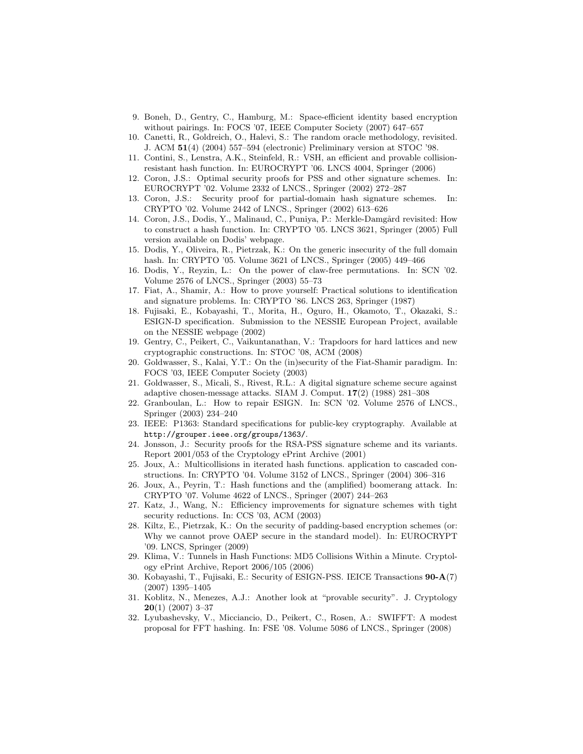9. Boneh, D., Gentry, C., Hamburg, M.: Space-efficient identity based encryption without pairings. In: FOCS '07, IEEE Computer Society (2007) 647–657
10. Canetti, R., Goldreich, O., Halevi, S.: The random oracle methodology, revisited. J. ACM **51**(4) (2004) 557–594 (electronic) Preliminary version at STOC '98.
11. Contini, S., Lenstra, A.K., Steinfeld, R.: VSH, an efficient and provable collision-resistant hash function. In: EUROCRYPT '06. LNCS 4004, Springer (2006)
12. Coron, J.S.: Optimal security proofs for PSS and other signature schemes. In: EUROCRYPT '02. Volume 2332 of LNCS., Springer (2002) 272–287
13. Coron, J.S.: Security proof for partial-domain hash signature schemes. In: CRYPTO '02. Volume 2442 of LNCS., Springer (2002) 613–626
14. Coron, J.S., Dodis, Y., Malinaud, C., Puniya, P.: Merkle-Damgård revisited: How to construct a hash function. In: CRYPTO '05. LNCS 3621, Springer (2005) Full version available on Dodis' webpage.
15. Dodis, Y., Oliveira, R., Pietrzak, K.: On the generic insecurity of the full domain hash. In: CRYPTO '05. Volume 3621 of LNCS., Springer (2005) 449–466
16. Dodis, Y., Reyzin, L.: On the power of claw-free permutations. In: SCN '02. Volume 2576 of LNCS., Springer (2003) 55–73
17. Fiat, A., Shamir, A.: How to prove yourself: Practical solutions to identification and signature problems. In: CRYPTO '86. LNCS 263, Springer (1987)
18. Fujisaki, E., Kobayashi, T., Morita, H., Oguro, H., Okamoto, T., Okazaki, S.: ESIGN-D specification. Submission to the NESSIE European Project, available on the NESSIE webpage (2002)
19. Gentry, C., Peikert, C., Vaikuntanathan, V.: Trapdoors for hard lattices and new cryptographic constructions. In: STOC '08, ACM (2008)
20. Goldwasser, S., Kalai, Y.T.: On the (in)security of the Fiat-Shamir paradigm. In: FOCS '03, IEEE Computer Society (2003)
21. Goldwasser, S., Micali, S., Rivest, R.L.: A digital signature scheme secure against adaptive chosen-message attacks. SIAM J. Comput. **17**(2) (1988) 281–308
22. Granboulan, L.: How to repair ESIGN. In: SCN '02. Volume 2576 of LNCS., Springer (2003) 234–240
23. IEEE: P1363: Standard specifications for public-key cryptography. Available at `http://grouper.ieee.org/groups/1363/`.
24. Jonsson, J.: Security proofs for the RSA-PSS signature scheme and its variants. Report 2001/053 of the Cryptology ePrint Archive (2001)
25. Joux, A.: Multicollisions in iterated hash functions. application to cascaded constructions. In: CRYPTO '04. Volume 3152 of LNCS., Springer (2004) 306–316
26. Joux, A., Peyrin, T.: Hash functions and the (amplified) boomerang attack. In: CRYPTO '07. Volume 4622 of LNCS., Springer (2007) 244–263
27. Katz, J., Wang, N.: Efficiency improvements for signature schemes with tight security reductions. In: CCS '03, ACM (2003)
28. Kiltz, E., Pietrzak, K.: On the security of padding-based encryption schemes (or: Why we cannot prove OAEP secure in the standard model). In: EUROCRYPT '09. LNCS, Springer (2009)
29. Klima, V.: Tunnels in Hash Functions: MD5 Collisions Within a Minute. Cryptology ePrint Archive, Report 2006/105 (2006)
30. Kobayashi, T., Fujisaki, E.: Security of ESIGN-PSS. IEICE Transactions **90-A**(7) (2007) 1395–1405
31. Koblitz, N., Menezes, A.J.: Another look at "provable security". J. Cryptology **20**(1) (2007) 3–37
32. Lyubashevsky, V., Micciancio, D., Peikert, C., Rosen, A.: SWIFFT: A modest proposal for FFT hashing. In: FSE '08. Volume 5086 of LNCS., Springer (2008)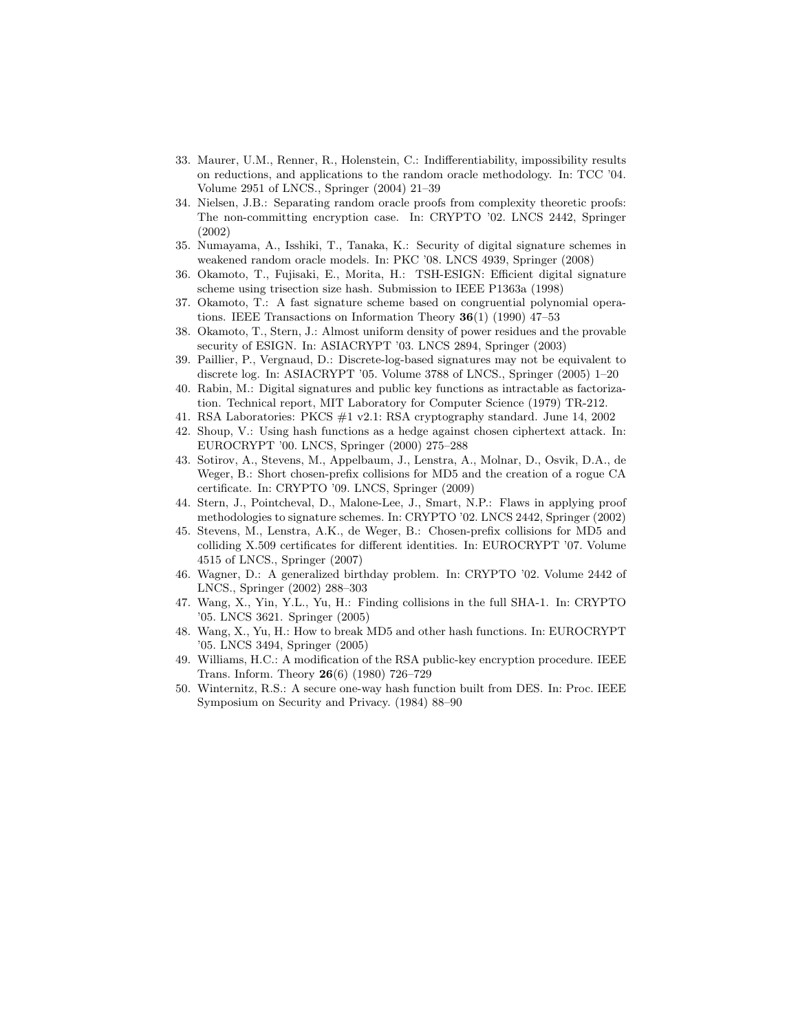33. Maurer, U.M., Renner, R., Holenstein, C.: Indifferentiability, impossibility results on reductions, and applications to the random oracle methodology. In: TCC '04. Volume 2951 of LNCS., Springer (2004) 21–39
34. Nielsen, J.B.: Separating random oracle proofs from complexity theoretic proofs: The non-committing encryption case. In: CRYPTO '02. LNCS 2442, Springer (2002)
35. Numayama, A., Isshiki, T., Tanaka, K.: Security of digital signature schemes in weakened random oracle models. In: PKC '08. LNCS 4939, Springer (2008)
36. Okamoto, T., Fujisaki, E., Morita, H.: TSH-ESIGN: Efficient digital signature scheme using trisection size hash. Submission to IEEE P1363a (1998)
37. Okamoto, T.: A fast signature scheme based on congruential polynomial operations. IEEE Transactions on Information Theory **36**(1) (1990) 47–53
38. Okamoto, T., Stern, J.: Almost uniform density of power residues and the provable security of ESIGN. In: ASIACRYPT '03. LNCS 2894, Springer (2003)
39. Paillier, P., Vergnaud, D.: Discrete-log-based signatures may not be equivalent to discrete log. In: ASIACRYPT '05. Volume 3788 of LNCS., Springer (2005) 1–20
40. Rabin, M.: Digital signatures and public key functions as intractable as factorization. Technical report, MIT Laboratory for Computer Science (1979) TR-212.
41. RSA Laboratories: PKCS #1 v2.1: RSA cryptography standard. June 14, 2002
42. Shoup, V.: Using hash functions as a hedge against chosen ciphertext attack. In: EUROCRYPT '00. LNCS, Springer (2000) 275–288
43. Sotirov, A., Stevens, M., Appelbaum, J., Lenstra, A., Molnar, D., Osvik, D.A., de Weger, B.: Short chosen-prefix collisions for MD5 and the creation of a rogue CA certificate. In: CRYPTO '09. LNCS, Springer (2009)
44. Stern, J., Pointcheval, D., Malone-Lee, J., Smart, N.P.: Flaws in applying proof methodologies to signature schemes. In: CRYPTO '02. LNCS 2442, Springer (2002)
45. Stevens, M., Lenstra, A.K., de Weger, B.: Chosen-prefix collisions for MD5 and colliding X.509 certificates for different identities. In: EUROCRYPT '07. Volume 4515 of LNCS., Springer (2007)
46. Wagner, D.: A generalized birthday problem. In: CRYPTO '02. Volume 2442 of LNCS., Springer (2002) 288–303
47. Wang, X., Yin, Y.L., Yu, H.: Finding collisions in the full SHA-1. In: CRYPTO '05. LNCS 3621. Springer (2005)
48. Wang, X., Yu, H.: How to break MD5 and other hash functions. In: EUROCRYPT '05. LNCS 3494, Springer (2005)
49. Williams, H.C.: A modification of the RSA public-key encryption procedure. IEEE Trans. Inform. Theory **26**(6) (1980) 726–729
50. Winternitz, R.S.: A secure one-way hash function built from DES. In: Proc. IEEE Symposium on Security and Privacy. (1984) 88–90